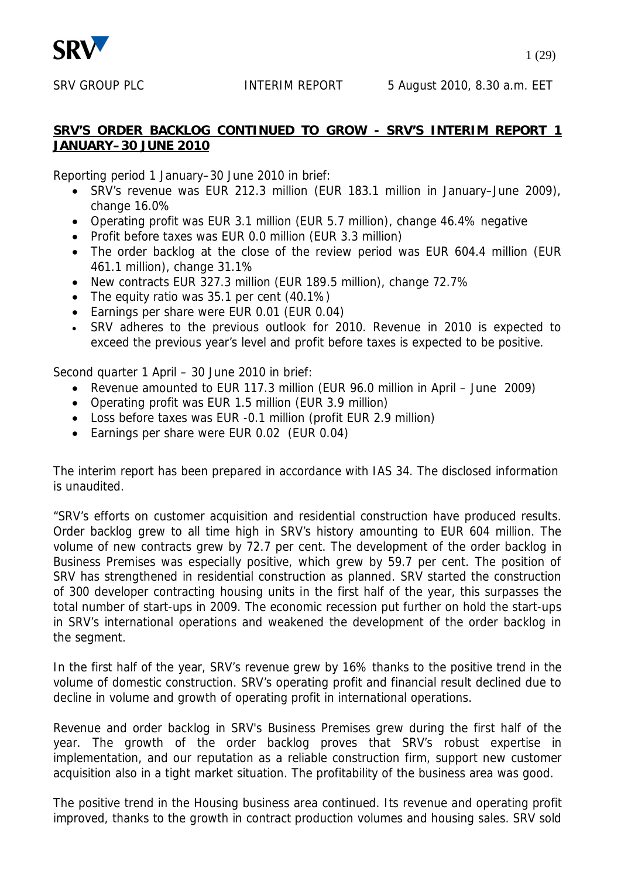SRV GROUP PLC INTERIM REPORT 5 August 2010, 8.30 a.m. EET

**SRV'S ORDER BACKLOG CONTINUED TO GROW - SRV'S INTERIM REPORT 1 JANUARY–30 JUNE 2010**

Reporting period 1 January–30 June 2010 in brief:

- SRV's revenue was EUR 212.3 million (EUR 183.1 million in January–June 2009), change 16.0%
- Operating profit was EUR 3.1 million (EUR 5.7 million), change 46.4% negative
- Profit before taxes was EUR 0.0 million (EUR 3.3 million)
- The order backlog at the close of the review period was EUR 604.4 million (EUR 461.1 million), change 31.1%
- New contracts EUR 327.3 million (EUR 189.5 million), change 72.7%
- The equity ratio was 35.1 per cent (40.1%)
- Earnings per share were EUR 0.01 (EUR 0.04)
- SRV adheres to the previous outlook for 2010. Revenue in 2010 is expected to exceed the previous year's level and profit before taxes is expected to be positive.

Second quarter 1 April – 30 June 2010 in brief:

- Revenue amounted to EUR 117.3 million (EUR 96.0 million in April – June 2009)
- Operating profit was EUR 1.5 million (EUR 3.9 million)
- Loss before taxes was EUR -0.1 million (profit EUR 2.9 million)
- Earnings per share were EUR 0.02 (EUR 0.04)

The interim report has been prepared in accordance with IAS 34. The disclosed information is unaudited.

"SRV's efforts on customer acquisition and residential construction have produced results. Order backlog grew to all time high in SRV's history amounting to EUR 604 million. The volume of new contracts grew by 72.7 per cent. The development of the order backlog in Business Premises was especially positive, which grew by 59.7 per cent. The position of SRV has strengthened in residential construction as planned. SRV started the construction of 300 developer contracting housing units in the first half of the year, this surpasses the total number of start-ups in 2009. The economic recession put further on hold the start-ups in SRV's international operations and weakened the development of the order backlog in the segment.

In the first half of the year, SRV's revenue grew by 16% thanks to the positive trend in the volume of domestic construction. SRV's operating profit and financial result declined due to decline in volume and growth of operating profit in international operations.

Revenue and order backlog in SRV's Business Premises grew during the first half of the year. The growth of the order backlog proves that SRV's robust expertise in implementation, and our reputation as a reliable construction firm, support new customer acquisition also in a tight market situation. The profitability of the business area was good.

The positive trend in the Housing business area continued. Its revenue and operating profit improved, thanks to the growth in contract production volumes and housing sales. SRV sold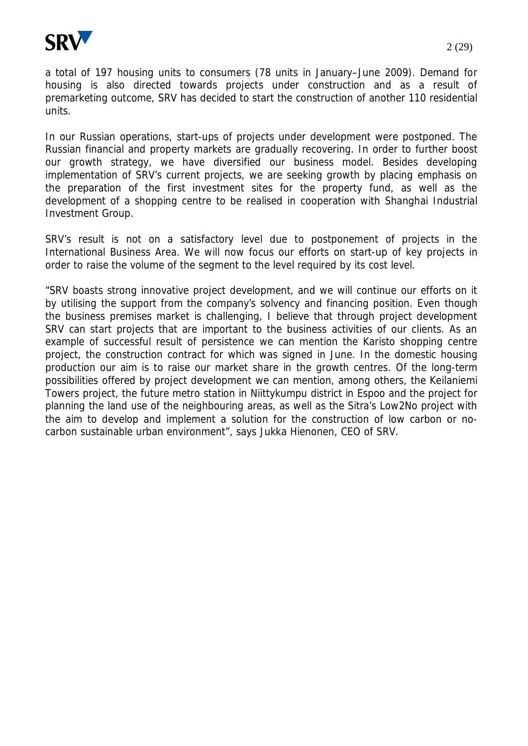a total of 197 housing units to consumers (78 units in January–June 2009). Demand for housing is also directed towards projects under construction and as a result of premarketing outcome, SRV has decided to start the construction of another 110 residential units.

In our Russian operations, start-ups of projects under development were postponed. The Russian financial and property markets are gradually recovering. In order to further boost our growth strategy, we have diversified our business model. Besides developing implementation of SRV's current projects, we are seeking growth by placing emphasis on the preparation of the first investment sites for the property fund, as well as the development of a shopping centre to be realised in cooperation with Shanghai Industrial Investment Group.

SRV's result is not on a satisfactory level due to postponement of projects in the International Business Area. We will now focus our efforts on start-up of key projects in order to raise the volume of the segment to the level required by its cost level.

"SRV boasts strong innovative project development, and we will continue our efforts on it by utilising the support from the company's solvency and financing position. Even though the business premises market is challenging, I believe that through project development SRV can start projects that are important to the business activities of our clients. As an example of successful result of persistence we can mention the Karisto shopping centre project, the construction contract for which was signed in June. In the domestic housing production our aim is to raise our market share in the growth centres. Of the long-term possibilities offered by project development we can mention, among others, the Keilaniemi Towers project, the future metro station in Niittykumpu district in Espoo and the project for planning the land use of the neighbouring areas, as well as the Sitra's Low2No project with the aim to develop and implement a solution for the construction of low carbon or no-carbon sustainable urban environment", says Jukka Hienonen, CEO of SRV.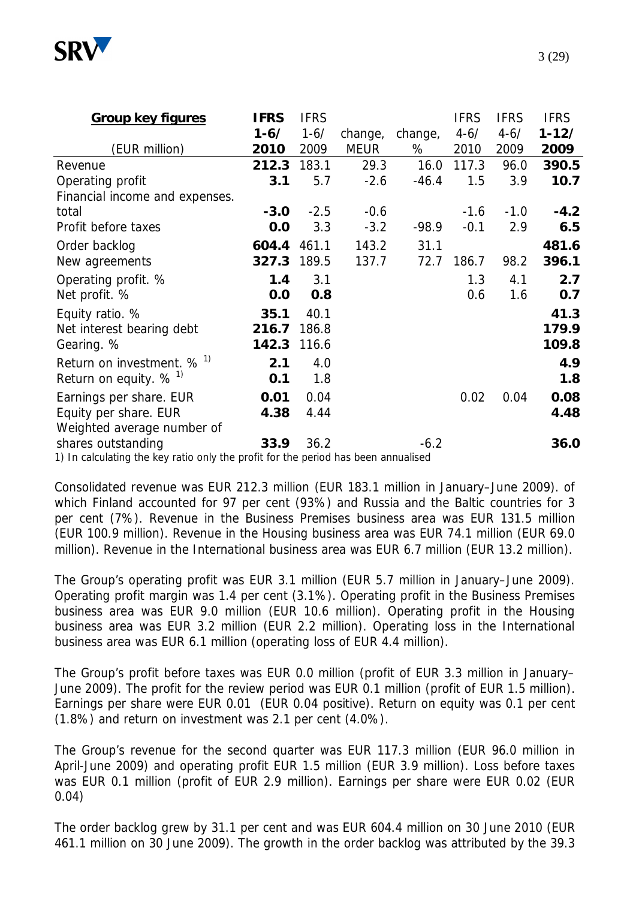| **Group key figures** | **IFRS** | IFRS | | | IFRS | IFRS | IFRS |
|---|---|---|---|---|---|---|---|
| | **1-6/** | 1-6/ | change, | change, | 4-6/ | 4-6/ | **1-12/** |
| (EUR million) | **2010** | 2009 | MEUR | % | 2010 | 2009 | **2009** |
| Revenue | **212.3** | 183.1 | 29.3 | 16.0 | 117.3 | 96.0 | **390.5** |
| Operating profit | **3.1** | 5.7 | -2.6 | -46.4 | 1.5 | 3.9 | **10.7** |
| Financial income and expenses. total | **-3.0** | -2.5 | -0.6 | | -1.6 | -1.0 | **-4.2** |
| Profit before taxes | **0.0** | 3.3 | -3.2 | -98.9 | -0.1 | 2.9 | **6.5** |
| Order backlog | **604.4** | 461.1 | 143.2 | 31.1 | | | **481.6** |
| New agreements | **327.3** | 189.5 | 137.7 | 72.7 | 186.7 | 98.2 | **396.1** |
| Operating profit. % | **1.4** | 3.1 | | | 1.3 | 4.1 | **2.7** |
| Net profit. % | **0.0** | **0.8** | | | 0.6 | 1.6 | **0.7** |
| Equity ratio. % | **35.1** | 40.1 | | | | | **41.3** |
| Net interest bearing debt | **216.7** | 186.8 | | | | | **179.9** |
| Gearing. % | **142.3** | 116.6 | | | | | **109.8** |
| Return on investment. % [1)] | **2.1** | 4.0 | | | | | **4.9** |
| Return on equity. % [1)] | **0.1** | 1.8 | | | | | **1.8** |
| Earnings per share. EUR | **0.01** | 0.04 | | | 0.02 | 0.04 | **0.08** |
| Equity per share. EUR | **4.38** | 4.44 | | | | | **4.48** |
| Weighted average number of shares outstanding | **33.9** | 36.2 | | -6.2 | | | **36.0** |

1) In calculating the key ratio only the profit for the period has been annualised

Consolidated revenue was EUR 212.3 million (EUR 183.1 million in January–June 2009). of which Finland accounted for 97 per cent (93%) and Russia and the Baltic countries for 3 per cent (7%). Revenue in the Business Premises business area was EUR 131.5 million (EUR 100.9 million). Revenue in the Housing business area was EUR 74.1 million (EUR 69.0 million). Revenue in the International business area was EUR 6.7 million (EUR 13.2 million).

The Group's operating profit was EUR 3.1 million (EUR 5.7 million in January–June 2009). Operating profit margin was 1.4 per cent (3.1%). Operating profit in the Business Premises business area was EUR 9.0 million (EUR 10.6 million). Operating profit in the Housing business area was EUR 3.2 million (EUR 2.2 million). Operating loss in the International business area was EUR 6.1 million (operating loss of EUR 4.4 million).

The Group's profit before taxes was EUR 0.0 million (profit of EUR 3.3 million in January–June 2009). The profit for the review period was EUR 0.1 million (profit of EUR 1.5 million). Earnings per share were EUR 0.01 (EUR 0.04 positive). Return on equity was 0.1 per cent (1.8%) and return on investment was 2.1 per cent (4.0%).

The Group's revenue for the second quarter was EUR 117.3 million (EUR 96.0 million in April-June 2009) and operating profit EUR 1.5 million (EUR 3.9 million). Loss before taxes was EUR 0.1 million (profit of EUR 2.9 million). Earnings per share were EUR 0.02 (EUR 0.04)

The order backlog grew by 31.1 per cent and was EUR 604.4 million on 30 June 2010 (EUR 461.1 million on 30 June 2009). The growth in the order backlog was attributed by the 39.3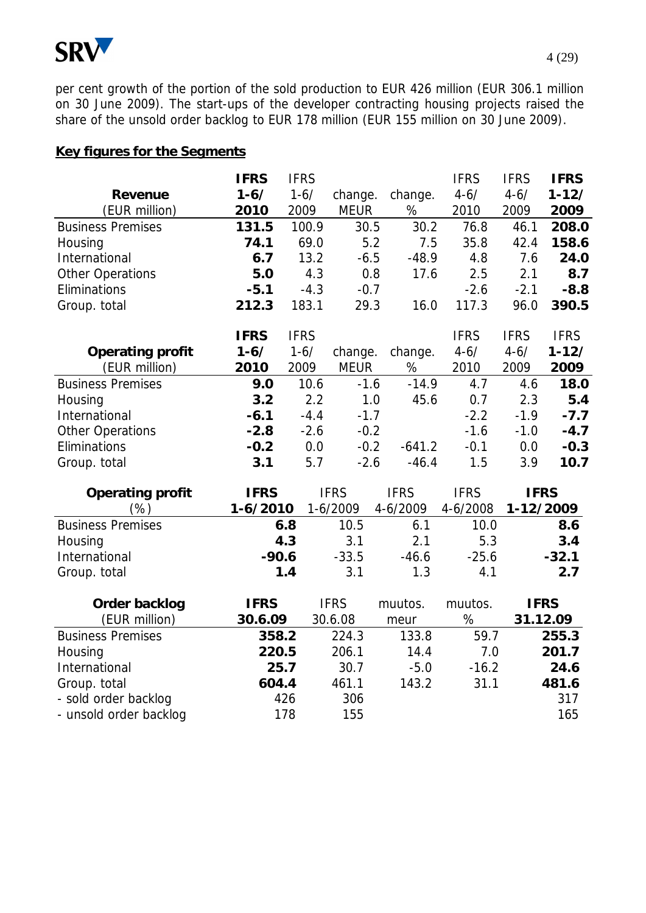per cent growth of the portion of the sold production to EUR 426 million (EUR 306.1 million on 30 June 2009). The start-ups of the developer contracting housing projects raised the share of the unsold order backlog to EUR 178 million (EUR 155 million on 30 June 2009).

**Key figures for the Segments**

| Revenue (EUR million) | IFRS 1-6/ 2010 | IFRS 1-6/ 2009 | change. MEUR | change. % | IFRS 4-6/ 2010 | IFRS 4-6/ 2009 | IFRS 1-12/ 2009 |
|---|---|---|---|---|---|---|---|
| Business Premises | **131.5** | 100.9 | 30.5 | 30.2 | 76.8 | 46.1 | **208.0** |
| Housing | **74.1** | 69.0 | 5.2 | 7.5 | 35.8 | 42.4 | **158.6** |
| International | **6.7** | 13.2 | -6.5 | -48.9 | 4.8 | 7.6 | **24.0** |
| Other Operations | **5.0** | 4.3 | 0.8 | 17.6 | 2.5 | 2.1 | **8.7** |
| Eliminations | **-5.1** | -4.3 | -0.7 | | -2.6 | -2.1 | **-8.8** |
| Group. total | **212.3** | 183.1 | 29.3 | 16.0 | 117.3 | 96.0 | **390.5** |

| Operating profit (EUR million) | IFRS 1-6/ 2010 | IFRS 1-6/ 2009 | change. MEUR | change. % | IFRS 4-6/ 2010 | IFRS 4-6/ 2009 | IFRS 1-12/ 2009 |
|---|---|---|---|---|---|---|---|
| Business Premises | **9.0** | 10.6 | -1.6 | -14.9 | 4.7 | 4.6 | **18.0** |
| Housing | **3.2** | 2.2 | 1.0 | 45.6 | 0.7 | 2.3 | **5.4** |
| International | **-6.1** | -4.4 | -1.7 | | -2.2 | -1.9 | **-7.7** |
| Other Operations | **-2.8** | -2.6 | -0.2 | | -1.6 | -1.0 | **-4.7** |
| Eliminations | **-0.2** | 0.0 | -0.2 | -641.2 | -0.1 | 0.0 | **-0.3** |
| Group. total | **3.1** | 5.7 | -2.6 | -46.4 | 1.5 | 3.9 | **10.7** |

| Operating profit (%) | IFRS 1-6/2010 | IFRS 1-6/2009 | IFRS 4-6/2009 | IFRS 4-6/2008 | IFRS 1-12/2009 |
|---|---|---|---|---|---|
| Business Premises | **6.8** | 10.5 | 6.1 | 10.0 | **8.6** |
| Housing | **4.3** | 3.1 | 2.1 | 5.3 | **3.4** |
| International | **-90.6** | -33.5 | -46.6 | -25.6 | **-32.1** |
| Group. total | **1.4** | 3.1 | 1.3 | 4.1 | **2.7** |

| Order backlog (EUR million) | IFRS 30.6.09 | IFRS 30.6.08 | muutos. meur | muutos. % | IFRS 31.12.09 |
|---|---|---|---|---|---|
| Business Premises | **358.2** | 224.3 | 133.8 | 59.7 | **255.3** |
| Housing | **220.5** | 206.1 | 14.4 | 7.0 | **201.7** |
| International | **25.7** | 30.7 | -5.0 | -16.2 | **24.6** |
| Group. total | **604.4** | 461.1 | 143.2 | 31.1 | **481.6** |
| - sold order backlog | 426 | 306 | | | 317 |
| - unsold order backlog | 178 | 155 | | | 165 |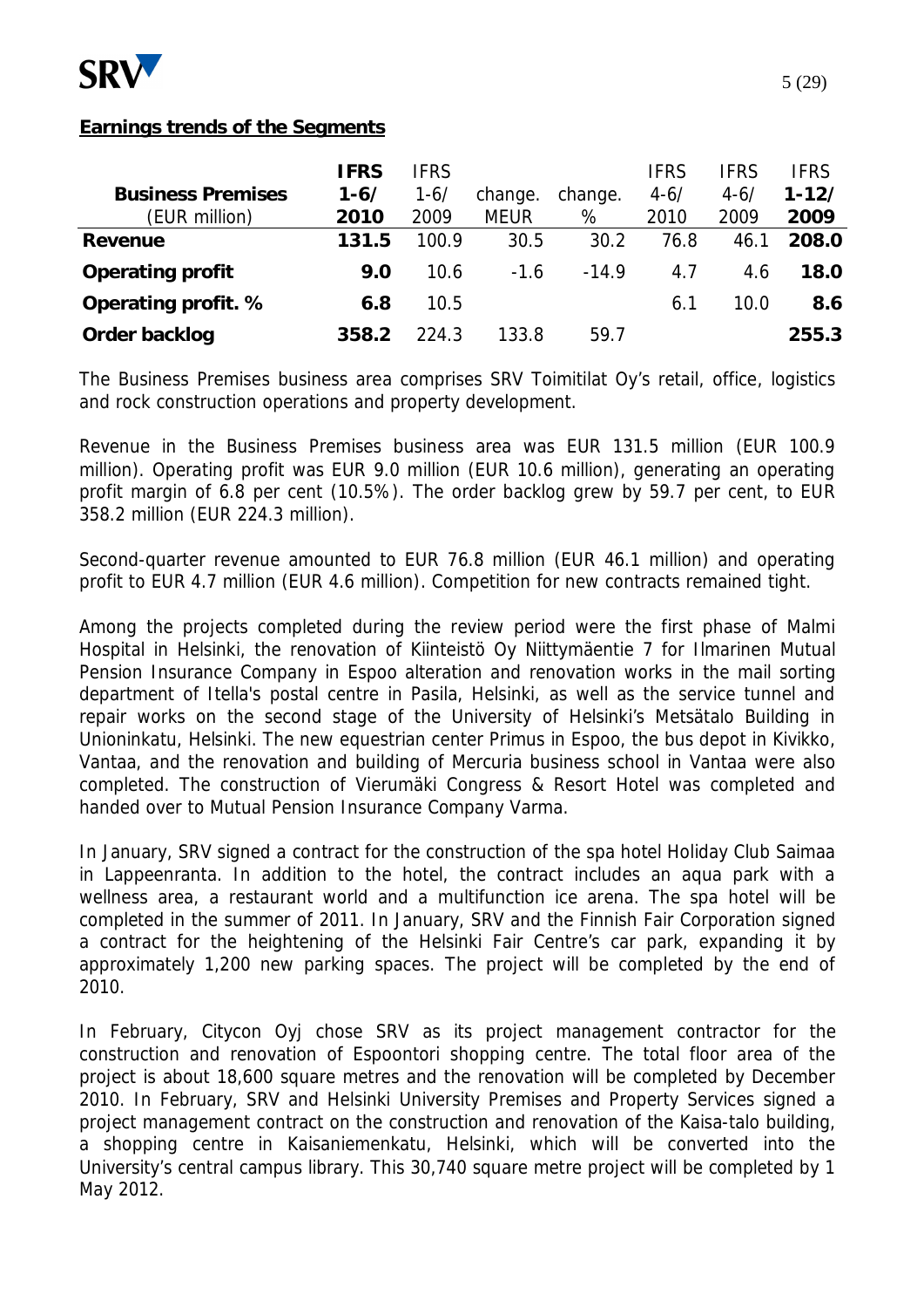## Earnings trends of the Segments

| **Business Premises** (EUR million) | **IFRS 1-6/ 2010** | IFRS 1-6/ 2009 | change. MEUR | change. % | IFRS 4-6/ 2010 | IFRS 4-6/ 2009 | **IFRS 1-12/ 2009** |
|---|---|---|---|---|---|---|---|
| **Revenue** | **131.5** | 100.9 | 30.5 | 30.2 | 76.8 | 46.1 | **208.0** |
| **Operating profit** | **9.0** | 10.6 | -1.6 | -14.9 | 4.7 | 4.6 | **18.0** |
| **Operating profit. %** | **6.8** | 10.5 | | | 6.1 | 10.0 | **8.6** |
| **Order backlog** | **358.2** | 224.3 | 133.8 | 59.7 | | | **255.3** |

The Business Premises business area comprises SRV Toimitilat Oy's retail, office, logistics and rock construction operations and property development.

Revenue in the Business Premises business area was EUR 131.5 million (EUR 100.9 million). Operating profit was EUR 9.0 million (EUR 10.6 million), generating an operating profit margin of 6.8 per cent (10.5%). The order backlog grew by 59.7 per cent, to EUR 358.2 million (EUR 224.3 million).

Second-quarter revenue amounted to EUR 76.8 million (EUR 46.1 million) and operating profit to EUR 4.7 million (EUR 4.6 million). Competition for new contracts remained tight.

Among the projects completed during the review period were the first phase of Malmi Hospital in Helsinki, the renovation of Kiinteistö Oy Niittymäentie 7 for Ilmarinen Mutual Pension Insurance Company in Espoo alteration and renovation works in the mail sorting department of Itella's postal centre in Pasila, Helsinki, as well as the service tunnel and repair works on the second stage of the University of Helsinki's Metsätalo Building in Unioninkatu, Helsinki. The new equestrian center Primus in Espoo, the bus depot in Kivikko, Vantaa, and the renovation and building of Mercuria business school in Vantaa were also completed. The construction of Vierumäki Congress & Resort Hotel was completed and handed over to Mutual Pension Insurance Company Varma.

In January, SRV signed a contract for the construction of the spa hotel Holiday Club Saimaa in Lappeenranta. In addition to the hotel, the contract includes an aqua park with a wellness area, a restaurant world and a multifunction ice arena. The spa hotel will be completed in the summer of 2011. In January, SRV and the Finnish Fair Corporation signed a contract for the heightening of the Helsinki Fair Centre's car park, expanding it by approximately 1,200 new parking spaces. The project will be completed by the end of 2010.

In February, Citycon Oyj chose SRV as its project management contractor for the construction and renovation of Espoontori shopping centre. The total floor area of the project is about 18,600 square metres and the renovation will be completed by December 2010. In February, SRV and Helsinki University Premises and Property Services signed a project management contract on the construction and renovation of the Kaisa-talo building, a shopping centre in Kaisaniemenkatu, Helsinki, which will be converted into the University's central campus library. This 30,740 square metre project will be completed by 1 May 2012.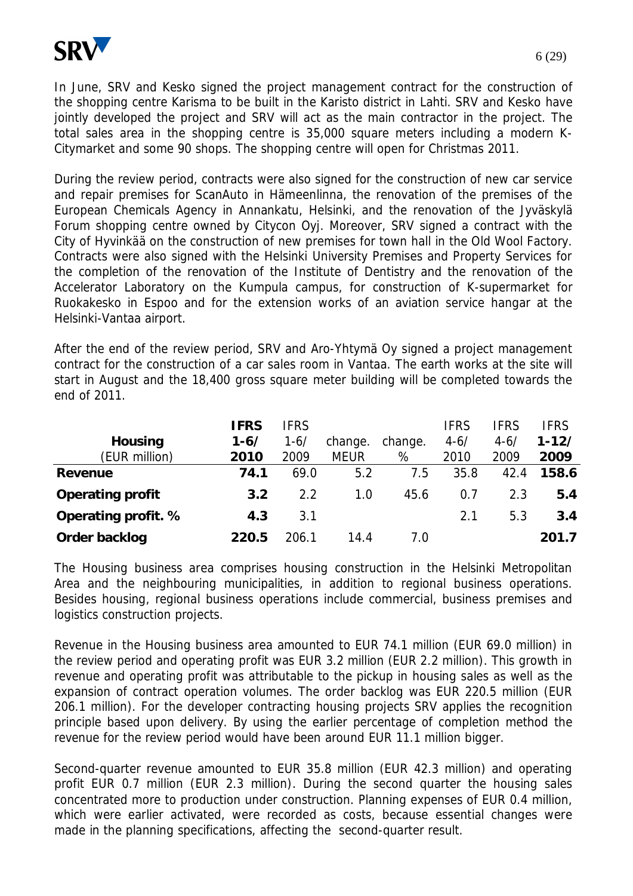In June, SRV and Kesko signed the project management contract for the construction of the shopping centre Karisma to be built in the Karisto district in Lahti. SRV and Kesko have jointly developed the project and SRV will act as the main contractor in the project. The total sales area in the shopping centre is 35,000 square meters including a modern K-Citymarket and some 90 shops. The shopping centre will open for Christmas 2011.

During the review period, contracts were also signed for the construction of new car service and repair premises for ScanAuto in Hämeenlinna, the renovation of the premises of the European Chemicals Agency in Annankatu, Helsinki, and the renovation of the Jyväskylä Forum shopping centre owned by Citycon Oyj. Moreover, SRV signed a contract with the City of Hyvinkää on the construction of new premises for town hall in the Old Wool Factory. Contracts were also signed with the Helsinki University Premises and Property Services for the completion of the renovation of the Institute of Dentistry and the renovation of the Accelerator Laboratory on the Kumpula campus, for construction of K-supermarket for Ruokakesko in Espoo and for the extension works of an aviation service hangar at the Helsinki-Vantaa airport.

After the end of the review period, SRV and Aro-Yhtymä Oy signed a project management contract for the construction of a car sales room in Vantaa. The earth works at the site will start in August and the 18,400 gross square meter building will be completed towards the end of 2011.

| **Housing** (EUR million) | **IFRS 1-6/ 2010** | IFRS 1-6/ 2009 | change. MEUR | change. % | IFRS 4-6/ 2010 | IFRS 4-6/ 2009 | **IFRS 1-12/ 2009** |
|---|---|---|---|---|---|---|---|
| **Revenue** | **74.1** | 69.0 | 5.2 | 7.5 | 35.8 | 42.4 | **158.6** |
| **Operating profit** | **3.2** | 2.2 | 1.0 | 45.6 | 0.7 | 2.3 | **5.4** |
| **Operating profit. %** | **4.3** | 3.1 | | | 2.1 | 5.3 | **3.4** |
| **Order backlog** | **220.5** | 206.1 | 14.4 | 7.0 | | | **201.7** |

The Housing business area comprises housing construction in the Helsinki Metropolitan Area and the neighbouring municipalities, in addition to regional business operations. Besides housing, regional business operations include commercial, business premises and logistics construction projects.

Revenue in the Housing business area amounted to EUR 74.1 million (EUR 69.0 million) in the review period and operating profit was EUR 3.2 million (EUR 2.2 million). This growth in revenue and operating profit was attributable to the pickup in housing sales as well as the expansion of contract operation volumes. The order backlog was EUR 220.5 million (EUR 206.1 million). For the developer contracting housing projects SRV applies the recognition principle based upon delivery. By using the earlier percentage of completion method the revenue for the review period would have been around EUR 11.1 million bigger.

Second-quarter revenue amounted to EUR 35.8 million (EUR 42.3 million) and operating profit EUR 0.7 million (EUR 2.3 million). During the second quarter the housing sales concentrated more to production under construction. Planning expenses of EUR 0.4 million, which were earlier activated, were recorded as costs, because essential changes were made in the planning specifications, affecting the second-quarter result.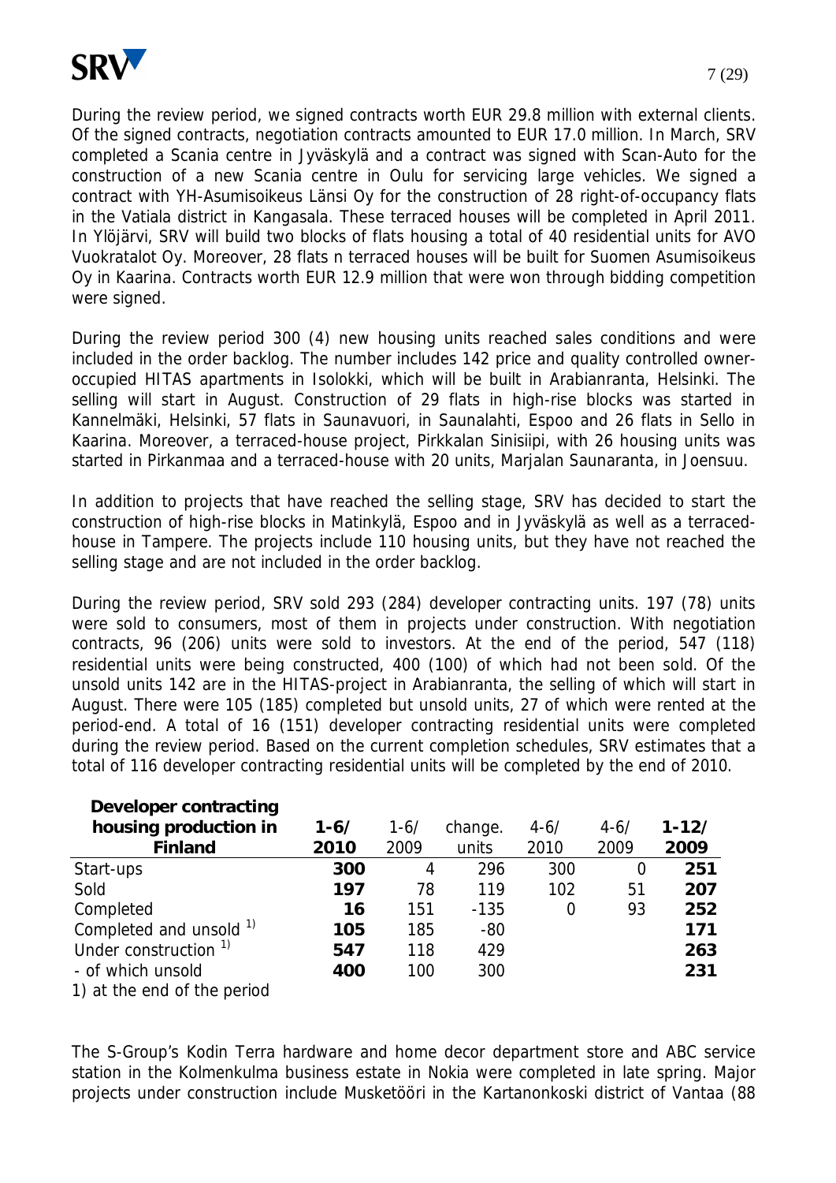During the review period, we signed contracts worth EUR 29.8 million with external clients. Of the signed contracts, negotiation contracts amounted to EUR 17.0 million. In March, SRV completed a Scania centre in Jyväskylä and a contract was signed with Scan-Auto for the construction of a new Scania centre in Oulu for servicing large vehicles. We signed a contract with YH-Asumisoikeus Länsi Oy for the construction of 28 right-of-occupancy flats in the Vatiala district in Kangasala. These terraced houses will be completed in April 2011. In Ylöjärvi, SRV will build two blocks of flats housing a total of 40 residential units for AVO Vuokratalot Oy. Moreover, 28 flats n terraced houses will be built for Suomen Asumisoikeus Oy in Kaarina. Contracts worth EUR 12.9 million that were won through bidding competition were signed.

During the review period 300 (4) new housing units reached sales conditions and were included in the order backlog. The number includes 142 price and quality controlled owner-occupied HITAS apartments in Isolokki, which will be built in Arabianranta, Helsinki. The selling will start in August. Construction of 29 flats in high-rise blocks was started in Kannelmäki, Helsinki, 57 flats in Saunavuori, in Saunalahti, Espoo and 26 flats in Sello in Kaarina. Moreover, a terraced-house project, Pirkkalan Sinisiipi, with 26 housing units was started in Pirkanmaa and a terraced-house with 20 units, Marjalan Saunaranta, in Joensuu.

In addition to projects that have reached the selling stage, SRV has decided to start the construction of high-rise blocks in Matinkylä, Espoo and in Jyväskylä as well as a terraced-house in Tampere. The projects include 110 housing units, but they have not reached the selling stage and are not included in the order backlog.

During the review period, SRV sold 293 (284) developer contracting units. 197 (78) units were sold to consumers, most of them in projects under construction. With negotiation contracts, 96 (206) units were sold to investors. At the end of the period, 547 (118) residential units were being constructed, 400 (100) of which had not been sold. Of the unsold units 142 are in the HITAS-project in Arabianranta, the selling of which will start in August. There were 105 (185) completed but unsold units, 27 of which were rented at the period-end. A total of 16 (151) developer contracting residential units were completed during the review period. Based on the current completion schedules, SRV estimates that a total of 116 developer contracting residential units will be completed by the end of 2010.

| **Developer contracting housing production in Finland** | **1-6/ 2010** | 1-6/ 2009 | change. units | 4-6/ 2010 | 4-6/ 2009 | **1-12/ 2009** |
|---|---|---|---|---|---|---|
| Start-ups | **300** | 4 | 296 | 300 | 0 | **251** |
| Sold | **197** | 78 | 119 | 102 | 51 | **207** |
| Completed | **16** | 151 | -135 | 0 | 93 | **252** |
| Completed and unsold [1] | **105** | 185 | -80 | | | **171** |
| Under construction [1] | **547** | 118 | 429 | | | **263** |
| - of which unsold | **400** | 100 | 300 | | | **231** |

1) at the end of the period

The S-Group's Kodin Terra hardware and home decor department store and ABC service station in the Kolmenkulma business estate in Nokia were completed in late spring. Major projects under construction include Musketööri in the Kartanonkoski district of Vantaa (88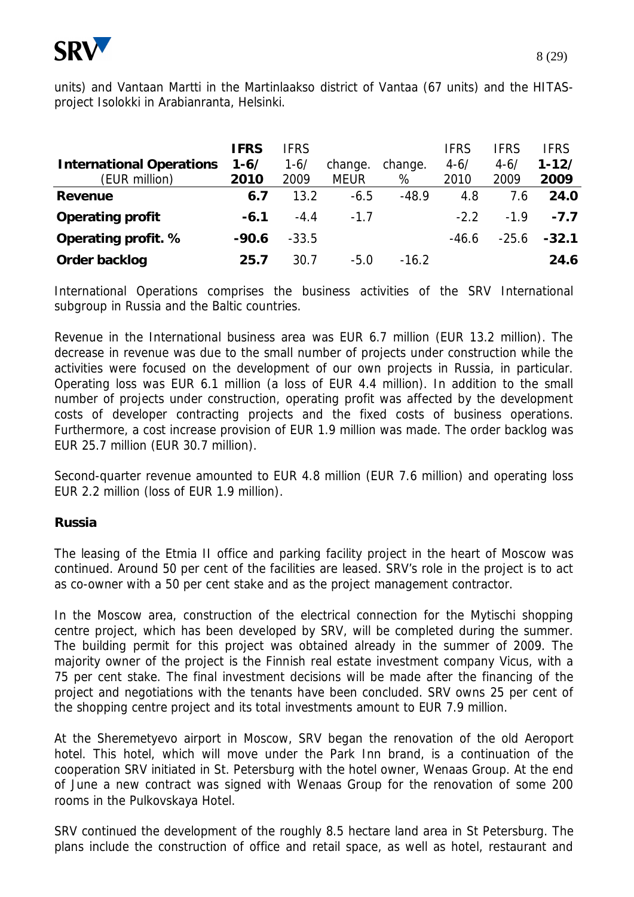units) and Vantaan Martti in the Martinlaakso district of Vantaa (67 units) and the HITAS-project Isolokki in Arabianranta, Helsinki.

| **International Operations** (EUR million) | **IFRS 1-6/ 2010** | IFRS 1-6/ 2009 | change. MEUR | change. % | IFRS 4-6/ 2010 | IFRS 4-6/ 2009 | **IFRS 1-12/ 2009** |
|---|---|---|---|---|---|---|---|
| **Revenue** | **6.7** | 13.2 | -6.5 | -48.9 | 4.8 | 7.6 | **24.0** |
| **Operating profit** | **-6.1** | -4.4 | -1.7 | | -2.2 | -1.9 | **-7.7** |
| **Operating profit. %** | **-90.6** | -33.5 | | | -46.6 | -25.6 | **-32.1** |
| **Order backlog** | **25.7** | 30.7 | -5.0 | -16.2 | | | **24.6** |

International Operations comprises the business activities of the SRV International subgroup in Russia and the Baltic countries.

Revenue in the International business area was EUR 6.7 million (EUR 13.2 million). The decrease in revenue was due to the small number of projects under construction while the activities were focused on the development of our own projects in Russia, in particular. Operating loss was EUR 6.1 million (a loss of EUR 4.4 million). In addition to the small number of projects under construction, operating profit was affected by the development costs of developer contracting projects and the fixed costs of business operations. Furthermore, a cost increase provision of EUR 1.9 million was made. The order backlog was EUR 25.7 million (EUR 30.7 million).

Second-quarter revenue amounted to EUR 4.8 million (EUR 7.6 million) and operating loss EUR 2.2 million (loss of EUR 1.9 million).

**Russia**

The leasing of the Etmia II office and parking facility project in the heart of Moscow was continued. Around 50 per cent of the facilities are leased. SRV's role in the project is to act as co-owner with a 50 per cent stake and as the project management contractor.

In the Moscow area, construction of the electrical connection for the Mytischi shopping centre project, which has been developed by SRV, will be completed during the summer. The building permit for this project was obtained already in the summer of 2009. The majority owner of the project is the Finnish real estate investment company Vicus, with a 75 per cent stake. The final investment decisions will be made after the financing of the project and negotiations with the tenants have been concluded. SRV owns 25 per cent of the shopping centre project and its total investments amount to EUR 7.9 million.

At the Sheremetyevo airport in Moscow, SRV began the renovation of the old Aeroport hotel. This hotel, which will move under the Park Inn brand, is a continuation of the cooperation SRV initiated in St. Petersburg with the hotel owner, Wenaas Group. At the end of June a new contract was signed with Wenaas Group for the renovation of some 200 rooms in the Pulkovskaya Hotel.

SRV continued the development of the roughly 8.5 hectare land area in St Petersburg. The plans include the construction of office and retail space, as well as hotel, restaurant and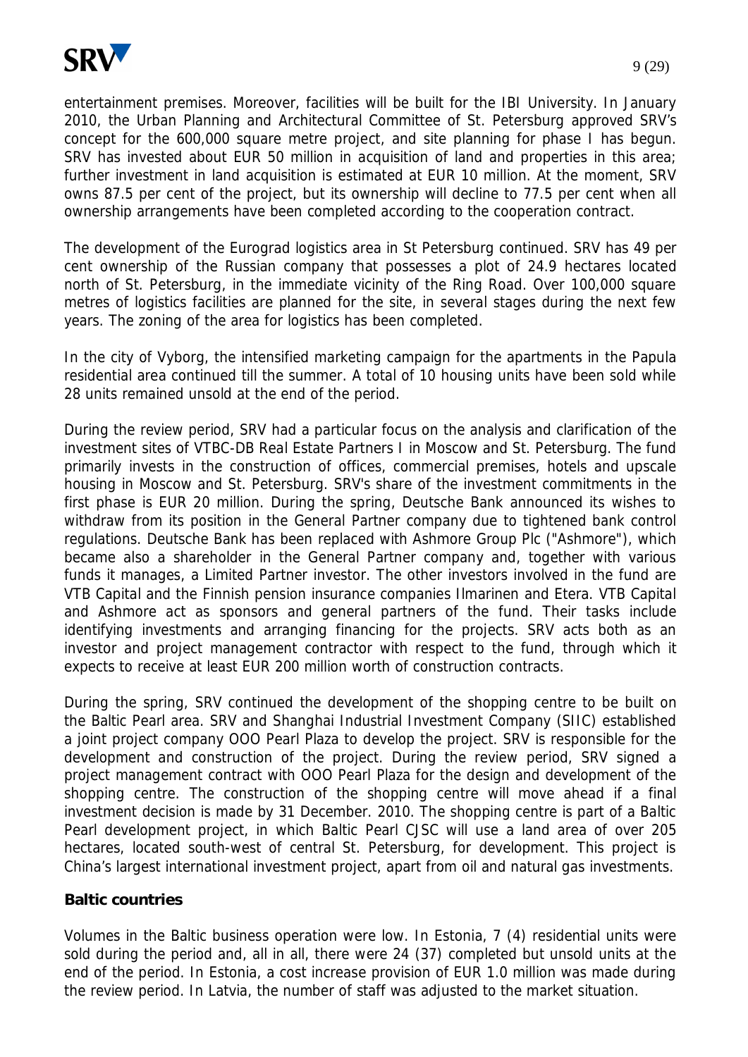entertainment premises. Moreover, facilities will be built for the IBI University. In January 2010, the Urban Planning and Architectural Committee of St. Petersburg approved SRV's concept for the 600,000 square metre project, and site planning for phase I has begun. SRV has invested about EUR 50 million in acquisition of land and properties in this area; further investment in land acquisition is estimated at EUR 10 million. At the moment, SRV owns 87.5 per cent of the project, but its ownership will decline to 77.5 per cent when all ownership arrangements have been completed according to the cooperation contract.

The development of the Eurograd logistics area in St Petersburg continued. SRV has 49 per cent ownership of the Russian company that possesses a plot of 24.9 hectares located north of St. Petersburg, in the immediate vicinity of the Ring Road. Over 100,000 square metres of logistics facilities are planned for the site, in several stages during the next few years. The zoning of the area for logistics has been completed.

In the city of Vyborg, the intensified marketing campaign for the apartments in the Papula residential area continued till the summer. A total of 10 housing units have been sold while 28 units remained unsold at the end of the period.

During the review period, SRV had a particular focus on the analysis and clarification of the investment sites of VTBC-DB Real Estate Partners I in Moscow and St. Petersburg. The fund primarily invests in the construction of offices, commercial premises, hotels and upscale housing in Moscow and St. Petersburg. SRV's share of the investment commitments in the first phase is EUR 20 million. During the spring, Deutsche Bank announced its wishes to withdraw from its position in the General Partner company due to tightened bank control regulations. Deutsche Bank has been replaced with Ashmore Group Plc ("Ashmore"), which became also a shareholder in the General Partner company and, together with various funds it manages, a Limited Partner investor. The other investors involved in the fund are VTB Capital and the Finnish pension insurance companies Ilmarinen and Etera. VTB Capital and Ashmore act as sponsors and general partners of the fund. Their tasks include identifying investments and arranging financing for the projects. SRV acts both as an investor and project management contractor with respect to the fund, through which it expects to receive at least EUR 200 million worth of construction contracts.

During the spring, SRV continued the development of the shopping centre to be built on the Baltic Pearl area. SRV and Shanghai Industrial Investment Company (SIIC) established a joint project company OOO Pearl Plaza to develop the project. SRV is responsible for the development and construction of the project. During the review period, SRV signed a project management contract with OOO Pearl Plaza for the design and development of the shopping centre. The construction of the shopping centre will move ahead if a final investment decision is made by 31 December. 2010. The shopping centre is part of a Baltic Pearl development project, in which Baltic Pearl CJSC will use a land area of over 205 hectares, located south-west of central St. Petersburg, for development. This project is China's largest international investment project, apart from oil and natural gas investments.

**Baltic countries**

Volumes in the Baltic business operation were low. In Estonia, 7 (4) residential units were sold during the period and, all in all, there were 24 (37) completed but unsold units at the end of the period. In Estonia, a cost increase provision of EUR 1.0 million was made during the review period. In Latvia, the number of staff was adjusted to the market situation.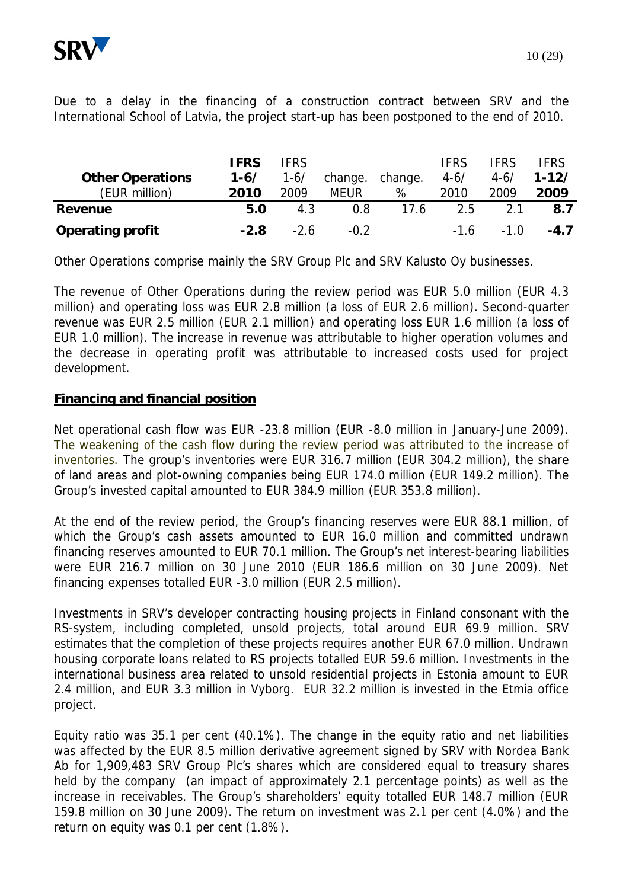Due to a delay in the financing of a construction contract between SRV and the International School of Latvia, the project start-up has been postponed to the end of 2010.

| **Other Operations** (EUR million) | **IFRS 1-6/ 2010** | IFRS 1-6/ 2009 | change. MEUR | change. % | IFRS 4-6/ 2010 | IFRS 4-6/ 2009 | **IFRS 1-12/ 2009** |
|---|---|---|---|---|---|---|---|
| **Revenue** | **5.0** | 4.3 | 0.8 | 17.6 | 2.5 | 2.1 | **8.7** |
| **Operating profit** | **-2.8** | -2.6 | -0.2 | | -1.6 | -1.0 | **-4.7** |

Other Operations comprise mainly the SRV Group Plc and SRV Kalusto Oy businesses.

The revenue of Other Operations during the review period was EUR 5.0 million (EUR 4.3 million) and operating loss was EUR 2.8 million (a loss of EUR 2.6 million). Second-quarter revenue was EUR 2.5 million (EUR 2.1 million) and operating loss EUR 1.6 million (a loss of EUR 1.0 million). The increase in revenue was attributable to higher operation volumes and the decrease in operating profit was attributable to increased costs used for project development.

## Financing and financial position

Net operational cash flow was EUR -23.8 million (EUR -8.0 million in January-June 2009). The weakening of the cash flow during the review period was attributed to the increase of inventories. The group's inventories were EUR 316.7 million (EUR 304.2 million), the share of land areas and plot-owning companies being EUR 174.0 million (EUR 149.2 million). The Group's invested capital amounted to EUR 384.9 million (EUR 353.8 million).

At the end of the review period, the Group's financing reserves were EUR 88.1 million, of which the Group's cash assets amounted to EUR 16.0 million and committed undrawn financing reserves amounted to EUR 70.1 million. The Group's net interest-bearing liabilities were EUR 216.7 million on 30 June 2010 (EUR 186.6 million on 30 June 2009). Net financing expenses totalled EUR -3.0 million (EUR 2.5 million).

Investments in SRV's developer contracting housing projects in Finland consonant with the RS-system, including completed, unsold projects, total around EUR 69.9 million. SRV estimates that the completion of these projects requires another EUR 67.0 million. Undrawn housing corporate loans related to RS projects totalled EUR 59.6 million. Investments in the international business area related to unsold residential projects in Estonia amount to EUR 2.4 million, and EUR 3.3 million in Vyborg. EUR 32.2 million is invested in the Etmia office project.

Equity ratio was 35.1 per cent (40.1%). The change in the equity ratio and net liabilities was affected by the EUR 8.5 million derivative agreement signed by SRV with Nordea Bank Ab for 1,909,483 SRV Group Plc's shares which are considered equal to treasury shares held by the company (an impact of approximately 2.1 percentage points) as well as the increase in receivables. The Group's shareholders' equity totalled EUR 148.7 million (EUR 159.8 million on 30 June 2009). The return on investment was 2.1 per cent (4.0%) and the return on equity was 0.1 per cent (1.8%).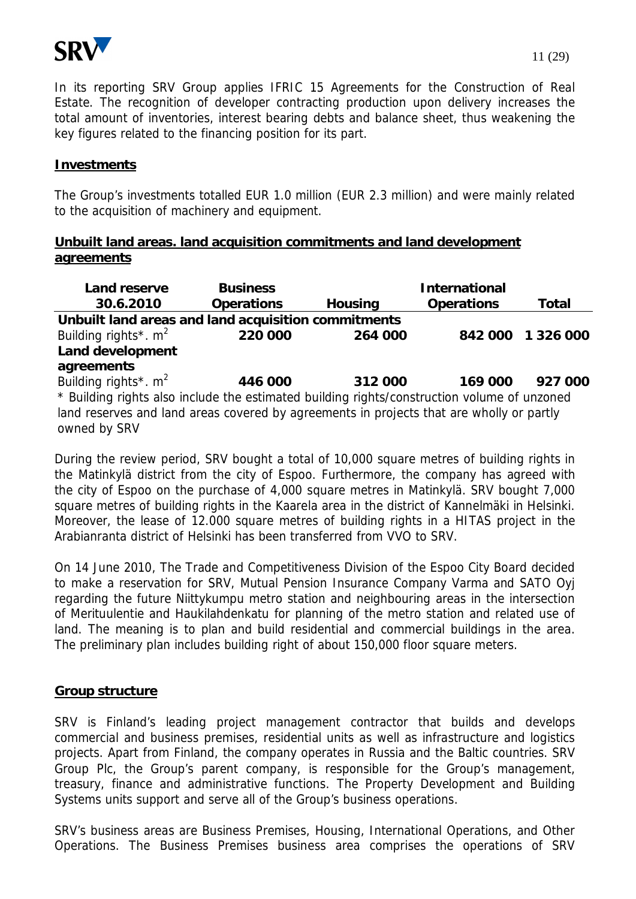In its reporting SRV Group applies IFRIC 15 Agreements for the Construction of Real Estate. The recognition of developer contracting production upon delivery increases the total amount of inventories, interest bearing debts and balance sheet, thus weakening the key figures related to the financing position for its part.

## Investments

The Group's investments totalled EUR 1.0 million (EUR 2.3 million) and were mainly related to the acquisition of machinery and equipment.

## Unbuilt land areas. land acquisition commitments and land development agreements

| Land reserve 30.6.2010 | Business Operations | Housing | International Operations | Total |
|---|---|---|---|---|
| **Unbuilt land areas and land acquisition commitments** | | | | |
| Building rights*. $m^2$ | **220 000** | **264 000** | **842 000** | **1 326 000** |
| **Land development agreements** | | | | |
| Building rights*. $m^2$ | **446 000** | **312 000** | **169 000** | **927 000** |

* Building rights also include the estimated building rights/construction volume of unzoned land reserves and land areas covered by agreements in projects that are wholly or partly owned by SRV

During the review period, SRV bought a total of 10,000 square metres of building rights in the Matinkylä district from the city of Espoo. Furthermore, the company has agreed with the city of Espoo on the purchase of 4,000 square metres in Matinkylä. SRV bought 7,000 square metres of building rights in the Kaarela area in the district of Kannelmäki in Helsinki. Moreover, the lease of 12.000 square metres of building rights in a HITAS project in the Arabianranta district of Helsinki has been transferred from VVO to SRV.

On 14 June 2010, The Trade and Competitiveness Division of the Espoo City Board decided to make a reservation for SRV, Mutual Pension Insurance Company Varma and SATO Oyj regarding the future Niittykumpu metro station and neighbouring areas in the intersection of Merituulentie and Haukilahdenkatu for planning of the metro station and related use of land. The meaning is to plan and build residential and commercial buildings in the area. The preliminary plan includes building right of about 150,000 floor square meters.

## Group structure

SRV is Finland's leading project management contractor that builds and develops commercial and business premises, residential units as well as infrastructure and logistics projects. Apart from Finland, the company operates in Russia and the Baltic countries. SRV Group Plc, the Group's parent company, is responsible for the Group's management, treasury, finance and administrative functions. The Property Development and Building Systems units support and serve all of the Group's business operations.

SRV's business areas are Business Premises, Housing, International Operations, and Other Operations. The Business Premises business area comprises the operations of SRV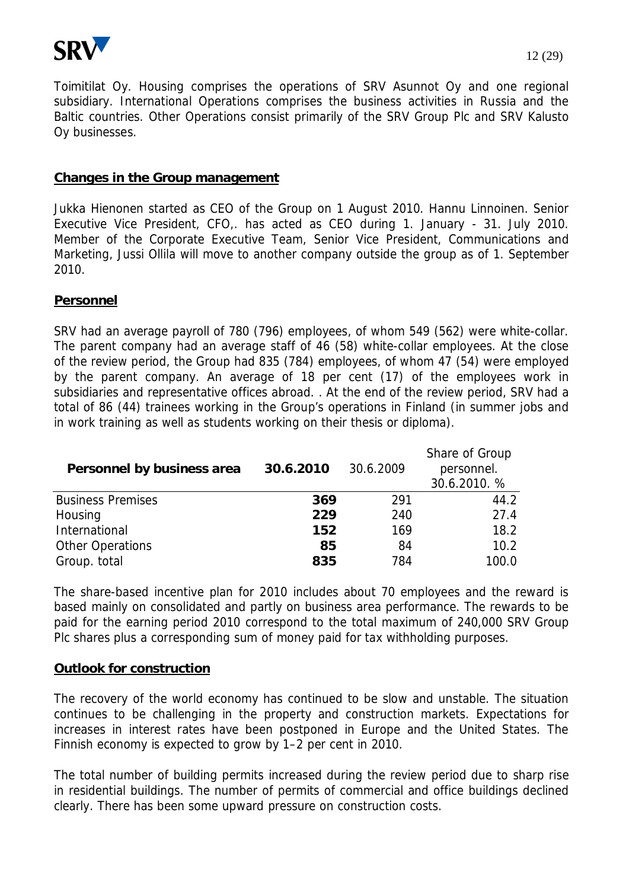Toimitilat Oy. Housing comprises the operations of SRV Asunnot Oy and one regional subsidiary. International Operations comprises the business activities in Russia and the Baltic countries. Other Operations consist primarily of the SRV Group Plc and SRV Kalusto Oy businesses.

## Changes in the Group management

Jukka Hienonen started as CEO of the Group on 1 August 2010. Hannu Linnoinen. Senior Executive Vice President, CFO,. has acted as CEO during 1. January - 31. July 2010. Member of the Corporate Executive Team, Senior Vice President, Communications and Marketing, Jussi Ollila will move to another company outside the group as of 1. September 2010.

## Personnel

SRV had an average payroll of 780 (796) employees, of whom 549 (562) were white-collar. The parent company had an average staff of 46 (58) white-collar employees. At the close of the review period, the Group had 835 (784) employees, of whom 47 (54) were employed by the parent company. An average of 18 per cent (17) of the employees work in subsidiaries and representative offices abroad. . At the end of the review period, SRV had a total of 86 (44) trainees working in the Group's operations in Finland (in summer jobs and in work training as well as students working on their thesis or diploma).

| Personnel by business area | 30.6.2010 | 30.6.2009 | Share of Group personnel. 30.6.2010. % |
|---|---|---|---|
| Business Premises | **369** | 291 | 44.2 |
| Housing | **229** | 240 | 27.4 |
| International | **152** | 169 | 18.2 |
| Other Operations | **85** | 84 | 10.2 |
| Group. total | **835** | 784 | 100.0 |

The share-based incentive plan for 2010 includes about 70 employees and the reward is based mainly on consolidated and partly on business area performance. The rewards to be paid for the earning period 2010 correspond to the total maximum of 240,000 SRV Group Plc shares plus a corresponding sum of money paid for tax withholding purposes.

## Outlook for construction

The recovery of the world economy has continued to be slow and unstable. The situation continues to be challenging in the property and construction markets. Expectations for increases in interest rates have been postponed in Europe and the United States. The Finnish economy is expected to grow by 1–2 per cent in 2010.

The total number of building permits increased during the review period due to sharp rise in residential buildings. The number of permits of commercial and office buildings declined clearly. There has been some upward pressure on construction costs.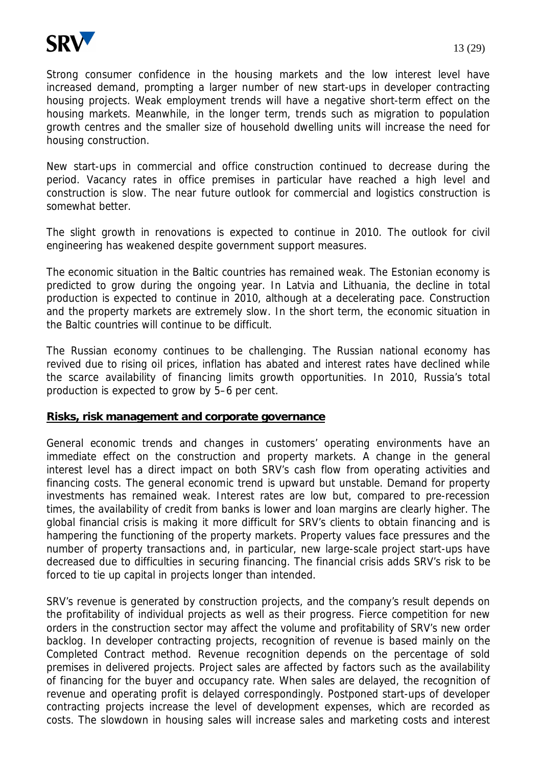Strong consumer confidence in the housing markets and the low interest level have increased demand, prompting a larger number of new start-ups in developer contracting housing projects. Weak employment trends will have a negative short-term effect on the housing markets. Meanwhile, in the longer term, trends such as migration to population growth centres and the smaller size of household dwelling units will increase the need for housing construction.

New start-ups in commercial and office construction continued to decrease during the period. Vacancy rates in office premises in particular have reached a high level and construction is slow. The near future outlook for commercial and logistics construction is somewhat better.

The slight growth in renovations is expected to continue in 2010. The outlook for civil engineering has weakened despite government support measures.

The economic situation in the Baltic countries has remained weak. The Estonian economy is predicted to grow during the ongoing year. In Latvia and Lithuania, the decline in total production is expected to continue in 2010, although at a decelerating pace. Construction and the property markets are extremely slow. In the short term, the economic situation in the Baltic countries will continue to be difficult.

The Russian economy continues to be challenging. The Russian national economy has revived due to rising oil prices, inflation has abated and interest rates have declined while the scarce availability of financing limits growth opportunities. In 2010, Russia's total production is expected to grow by 5–6 per cent.

## Risks, risk management and corporate governance

General economic trends and changes in customers' operating environments have an immediate effect on the construction and property markets. A change in the general interest level has a direct impact on both SRV's cash flow from operating activities and financing costs. The general economic trend is upward but unstable. Demand for property investments has remained weak. Interest rates are low but, compared to pre-recession times, the availability of credit from banks is lower and loan margins are clearly higher. The global financial crisis is making it more difficult for SRV's clients to obtain financing and is hampering the functioning of the property markets. Property values face pressures and the number of property transactions and, in particular, new large-scale project start-ups have decreased due to difficulties in securing financing. The financial crisis adds SRV's risk to be forced to tie up capital in projects longer than intended.

SRV's revenue is generated by construction projects, and the company's result depends on the profitability of individual projects as well as their progress. Fierce competition for new orders in the construction sector may affect the volume and profitability of SRV's new order backlog. In developer contracting projects, recognition of revenue is based mainly on the Completed Contract method. Revenue recognition depends on the percentage of sold premises in delivered projects. Project sales are affected by factors such as the availability of financing for the buyer and occupancy rate. When sales are delayed, the recognition of revenue and operating profit is delayed correspondingly. Postponed start-ups of developer contracting projects increase the level of development expenses, which are recorded as costs. The slowdown in housing sales will increase sales and marketing costs and interest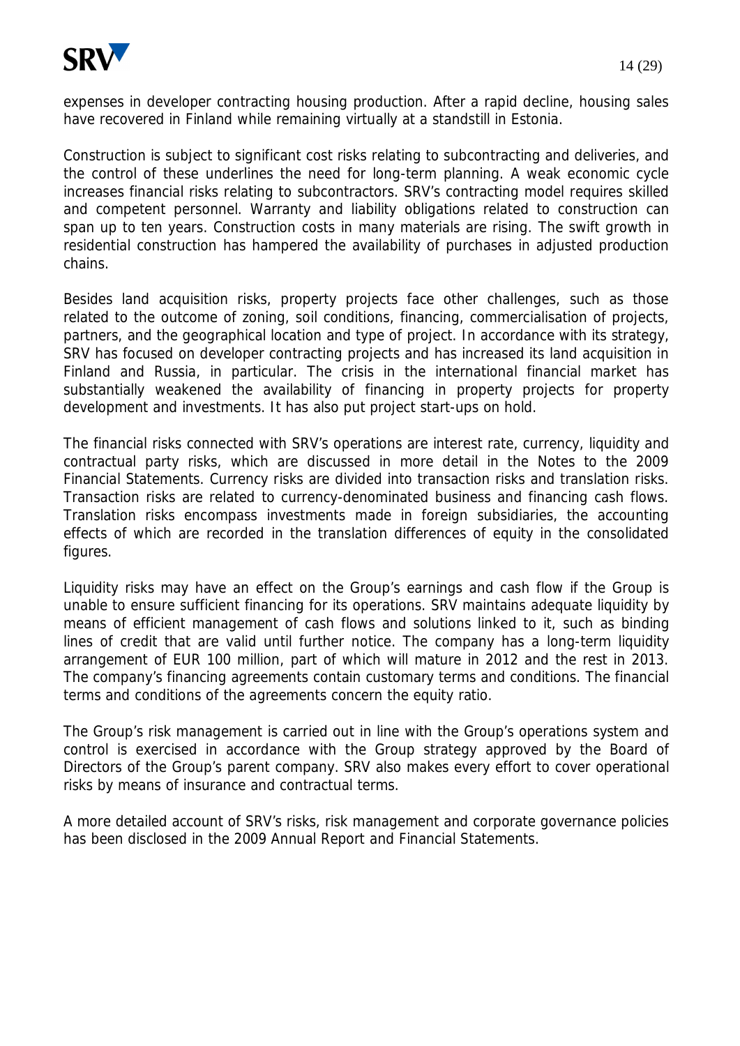expenses in developer contracting housing production. After a rapid decline, housing sales have recovered in Finland while remaining virtually at a standstill in Estonia.

Construction is subject to significant cost risks relating to subcontracting and deliveries, and the control of these underlines the need for long-term planning. A weak economic cycle increases financial risks relating to subcontractors. SRV's contracting model requires skilled and competent personnel. Warranty and liability obligations related to construction can span up to ten years. Construction costs in many materials are rising. The swift growth in residential construction has hampered the availability of purchases in adjusted production chains.

Besides land acquisition risks, property projects face other challenges, such as those related to the outcome of zoning, soil conditions, financing, commercialisation of projects, partners, and the geographical location and type of project. In accordance with its strategy, SRV has focused on developer contracting projects and has increased its land acquisition in Finland and Russia, in particular. The crisis in the international financial market has substantially weakened the availability of financing in property projects for property development and investments. It has also put project start-ups on hold.

The financial risks connected with SRV's operations are interest rate, currency, liquidity and contractual party risks, which are discussed in more detail in the Notes to the 2009 Financial Statements. Currency risks are divided into transaction risks and translation risks. Transaction risks are related to currency-denominated business and financing cash flows. Translation risks encompass investments made in foreign subsidiaries, the accounting effects of which are recorded in the translation differences of equity in the consolidated figures.

Liquidity risks may have an effect on the Group's earnings and cash flow if the Group is unable to ensure sufficient financing for its operations. SRV maintains adequate liquidity by means of efficient management of cash flows and solutions linked to it, such as binding lines of credit that are valid until further notice. The company has a long-term liquidity arrangement of EUR 100 million, part of which will mature in 2012 and the rest in 2013. The company's financing agreements contain customary terms and conditions. The financial terms and conditions of the agreements concern the equity ratio.

The Group's risk management is carried out in line with the Group's operations system and control is exercised in accordance with the Group strategy approved by the Board of Directors of the Group's parent company. SRV also makes every effort to cover operational risks by means of insurance and contractual terms.

A more detailed account of SRV's risks, risk management and corporate governance policies has been disclosed in the 2009 Annual Report and Financial Statements.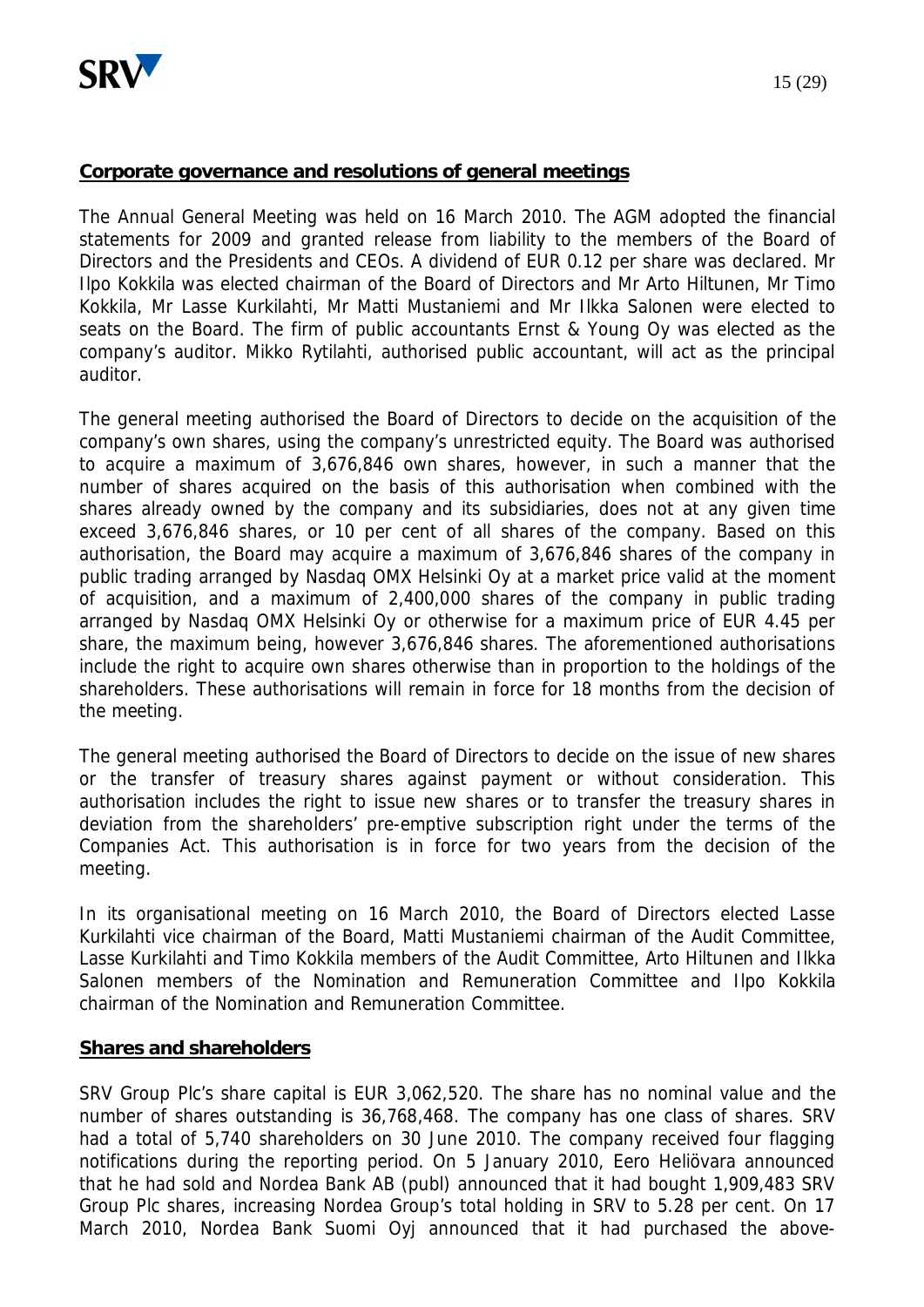## Corporate governance and resolutions of general meetings

The Annual General Meeting was held on 16 March 2010. The AGM adopted the financial statements for 2009 and granted release from liability to the members of the Board of Directors and the Presidents and CEOs. A dividend of EUR 0.12 per share was declared. Mr Ilpo Kokkila was elected chairman of the Board of Directors and Mr Arto Hiltunen, Mr Timo Kokkila, Mr Lasse Kurkilahti, Mr Matti Mustaniemi and Mr Ilkka Salonen were elected to seats on the Board. The firm of public accountants Ernst & Young Oy was elected as the company's auditor. Mikko Rytilahti, authorised public accountant, will act as the principal auditor.

The general meeting authorised the Board of Directors to decide on the acquisition of the company's own shares, using the company's unrestricted equity. The Board was authorised to acquire a maximum of 3,676,846 own shares, however, in such a manner that the number of shares acquired on the basis of this authorisation when combined with the shares already owned by the company and its subsidiaries, does not at any given time exceed 3,676,846 shares, or 10 per cent of all shares of the company. Based on this authorisation, the Board may acquire a maximum of 3,676,846 shares of the company in public trading arranged by Nasdaq OMX Helsinki Oy at a market price valid at the moment of acquisition, and a maximum of 2,400,000 shares of the company in public trading arranged by Nasdaq OMX Helsinki Oy or otherwise for a maximum price of EUR 4.45 per share, the maximum being, however 3,676,846 shares. The aforementioned authorisations include the right to acquire own shares otherwise than in proportion to the holdings of the shareholders. These authorisations will remain in force for 18 months from the decision of the meeting.

The general meeting authorised the Board of Directors to decide on the issue of new shares or the transfer of treasury shares against payment or without consideration. This authorisation includes the right to issue new shares or to transfer the treasury shares in deviation from the shareholders' pre-emptive subscription right under the terms of the Companies Act. This authorisation is in force for two years from the decision of the meeting.

In its organisational meeting on 16 March 2010, the Board of Directors elected Lasse Kurkilahti vice chairman of the Board, Matti Mustaniemi chairman of the Audit Committee, Lasse Kurkilahti and Timo Kokkila members of the Audit Committee, Arto Hiltunen and Ilkka Salonen members of the Nomination and Remuneration Committee and Ilpo Kokkila chairman of the Nomination and Remuneration Committee.

## Shares and shareholders

SRV Group Plc's share capital is EUR 3,062,520. The share has no nominal value and the number of shares outstanding is 36,768,468. The company has one class of shares. SRV had a total of 5,740 shareholders on 30 June 2010. The company received four flagging notifications during the reporting period. On 5 January 2010, Eero Heliövara announced that he had sold and Nordea Bank AB (publ) announced that it had bought 1,909,483 SRV Group Plc shares, increasing Nordea Group's total holding in SRV to 5.28 per cent. On 17 March 2010, Nordea Bank Suomi Oyj announced that it had purchased the above-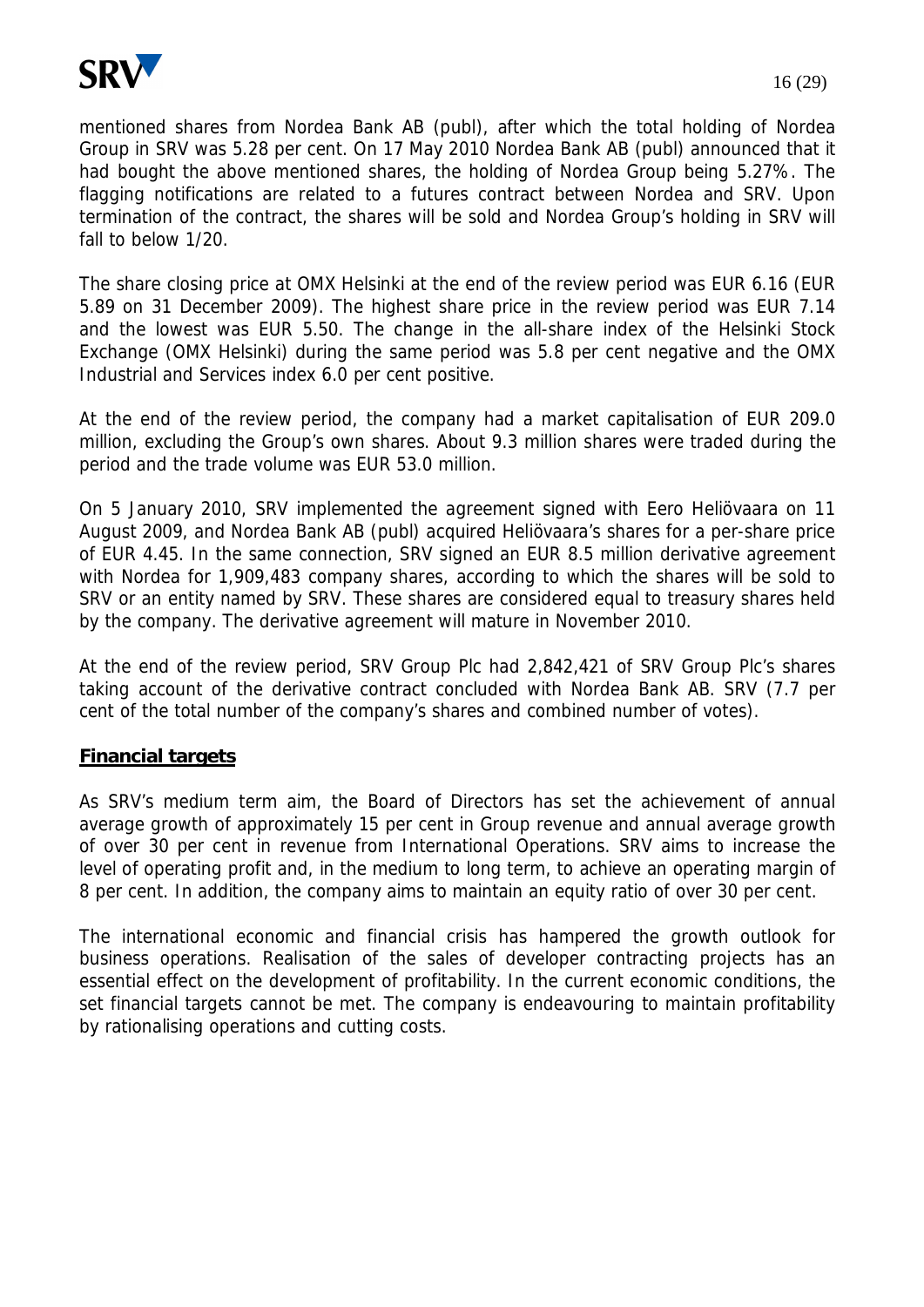mentioned shares from Nordea Bank AB (publ), after which the total holding of Nordea Group in SRV was 5.28 per cent. On 17 May 2010 Nordea Bank AB (publ) announced that it had bought the above mentioned shares, the holding of Nordea Group being 5.27%. The flagging notifications are related to a futures contract between Nordea and SRV. Upon termination of the contract, the shares will be sold and Nordea Group's holding in SRV will fall to below 1/20.

The share closing price at OMX Helsinki at the end of the review period was EUR 6.16 (EUR 5.89 on 31 December 2009). The highest share price in the review period was EUR 7.14 and the lowest was EUR 5.50. The change in the all-share index of the Helsinki Stock Exchange (OMX Helsinki) during the same period was 5.8 per cent negative and the OMX Industrial and Services index 6.0 per cent positive.

At the end of the review period, the company had a market capitalisation of EUR 209.0 million, excluding the Group's own shares. About 9.3 million shares were traded during the period and the trade volume was EUR 53.0 million.

On 5 January 2010, SRV implemented the agreement signed with Eero Heliövaara on 11 August 2009, and Nordea Bank AB (publ) acquired Heliövaara's shares for a per-share price of EUR 4.45. In the same connection, SRV signed an EUR 8.5 million derivative agreement with Nordea for 1,909,483 company shares, according to which the shares will be sold to SRV or an entity named by SRV. These shares are considered equal to treasury shares held by the company. The derivative agreement will mature in November 2010.

At the end of the review period, SRV Group Plc had 2,842,421 of SRV Group Plc's shares taking account of the derivative contract concluded with Nordea Bank AB. SRV (7.7 per cent of the total number of the company's shares and combined number of votes).

## Financial targets

As SRV's medium term aim, the Board of Directors has set the achievement of annual average growth of approximately 15 per cent in Group revenue and annual average growth of over 30 per cent in revenue from International Operations. SRV aims to increase the level of operating profit and, in the medium to long term, to achieve an operating margin of 8 per cent. In addition, the company aims to maintain an equity ratio of over 30 per cent.

The international economic and financial crisis has hampered the growth outlook for business operations. Realisation of the sales of developer contracting projects has an essential effect on the development of profitability. In the current economic conditions, the set financial targets cannot be met. The company is endeavouring to maintain profitability by rationalising operations and cutting costs.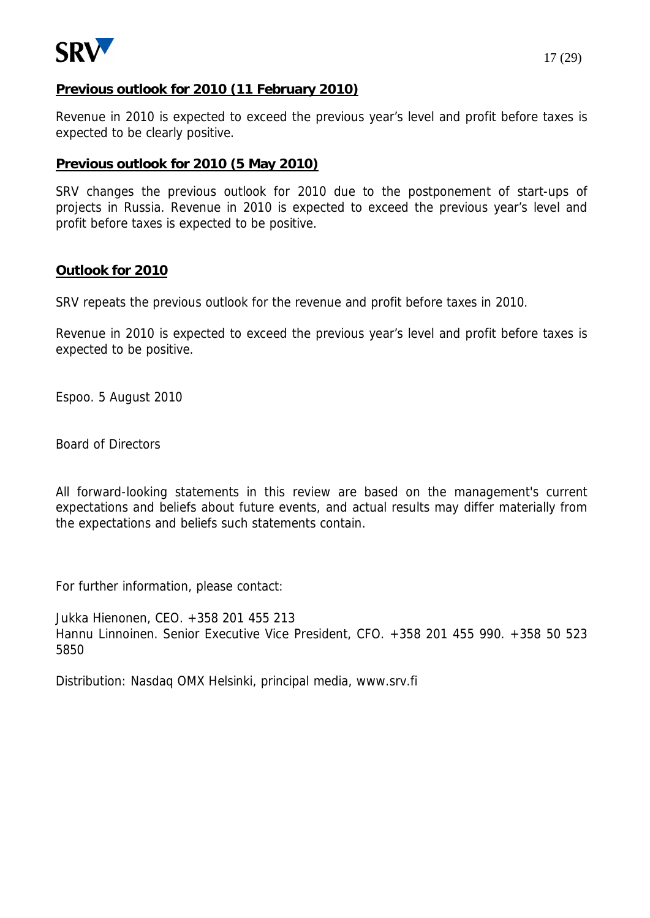**Previous outlook for 2010 (11 February 2010)**

Revenue in 2010 is expected to exceed the previous year's level and profit before taxes is expected to be clearly positive.

**Previous outlook for 2010 (5 May 2010)**

SRV changes the previous outlook for 2010 due to the postponement of start-ups of projects in Russia. Revenue in 2010 is expected to exceed the previous year's level and profit before taxes is expected to be positive.

**Outlook for 2010**

SRV repeats the previous outlook for the revenue and profit before taxes in 2010.

Revenue in 2010 is expected to exceed the previous year's level and profit before taxes is expected to be positive.

Espoo. 5 August 2010

Board of Directors

All forward-looking statements in this review are based on the management's current expectations and beliefs about future events, and actual results may differ materially from the expectations and beliefs such statements contain.

For further information, please contact:

Jukka Hienonen, CEO. +358 201 455 213
Hannu Linnoinen. Senior Executive Vice President, CFO. +358 201 455 990. +358 50 523 5850

Distribution: Nasdaq OMX Helsinki, principal media, www.srv.fi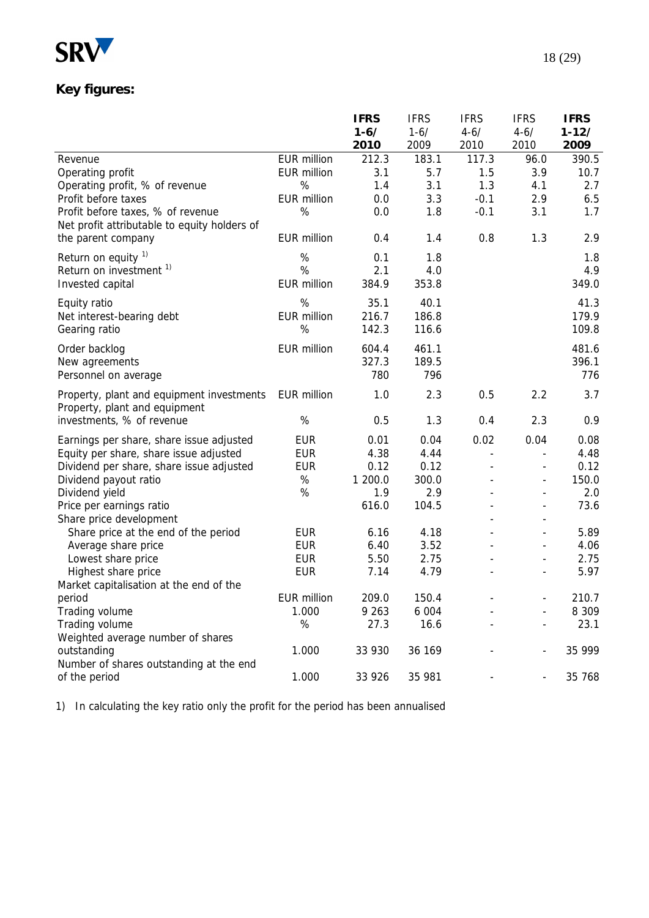## Key figures:

| | | IFRS 1-6/ 2010 | IFRS 1-6/ 2009 | IFRS 4-6/ 2010 | IFRS 4-6/ 2010 | IFRS 1-12/ 2009 |
|---|---|---|---|---|---|---|
| Revenue | EUR million | 212.3 | 183.1 | 117.3 | 96.0 | 390.5 |
| Operating profit | EUR million | 3.1 | 5.7 | 1.5 | 3.9 | 10.7 |
| Operating profit, % of revenue | % | 1.4 | 3.1 | 1.3 | 4.1 | 2.7 |
| Profit before taxes | EUR million | 0.0 | 3.3 | -0.1 | 2.9 | 6.5 |
| Profit before taxes, % of revenue | % | 0.0 | 1.8 | -0.1 | 3.1 | 1.7 |
| Net profit attributable to equity holders of the parent company | EUR million | 0.4 | 1.4 | 0.8 | 1.3 | 2.9 |
| Return on equity [1] | % | 0.1 | 1.8 | | | 1.8 |
| Return on investment [1] | % | 2.1 | 4.0 | | | 4.9 |
| Invested capital | EUR million | 384.9 | 353.8 | | | 349.0 |
| Equity ratio | % | 35.1 | 40.1 | | | 41.3 |
| Net interest-bearing debt | EUR million | 216.7 | 186.8 | | | 179.9 |
| Gearing ratio | % | 142.3 | 116.6 | | | 109.8 |
| Order backlog | EUR million | 604.4 | 461.1 | | | 481.6 |
| New agreements | | 327.3 | 189.5 | | | 396.1 |
| Personnel on average | | 780 | 796 | | | 776 |
| Property, plant and equipment investments | EUR million | 1.0 | 2.3 | 0.5 | 2.2 | 3.7 |
| Property, plant and equipment investments, % of revenue | % | 0.5 | 1.3 | 0.4 | 2.3 | 0.9 |
| Earnings per share, share issue adjusted | EUR | 0.01 | 0.04 | 0.02 | 0.04 | 0.08 |
| Equity per share, share issue adjusted | EUR | 4.38 | 4.44 | - | - | 4.48 |
| Dividend per share, share issue adjusted | EUR | 0.12 | 0.12 | - | - | 0.12 |
| Dividend payout ratio | % | 1 200.0 | 300.0 | - | - | 150.0 |
| Dividend yield | % | 1.9 | 2.9 | - | - | 2.0 |
| Price per earnings ratio | | 616.0 | 104.5 | - | - | 73.6 |
| Share price development | | | | - | - | |
| Share price at the end of the period | EUR | 6.16 | 4.18 | - | - | 5.89 |
| Average share price | EUR | 6.40 | 3.52 | - | - | 4.06 |
| Lowest share price | EUR | 5.50 | 2.75 | - | - | 2.75 |
| Highest share price | EUR | 7.14 | 4.79 | - | - | 5.97 |
| Market capitalisation at the end of the period | EUR million | 209.0 | 150.4 | - | - | 210.7 |
| Trading volume | 1.000 | 9 263 | 6 004 | - | - | 8 309 |
| Trading volume | % | 27.3 | 16.6 | - | - | 23.1 |
| Weighted average number of shares outstanding | 1.000 | 33 930 | 36 169 | - | - | 35 999 |
| Number of shares outstanding at the end of the period | 1.000 | 33 926 | 35 981 | - | - | 35 768 |

1) In calculating the key ratio only the profit for the period has been annualised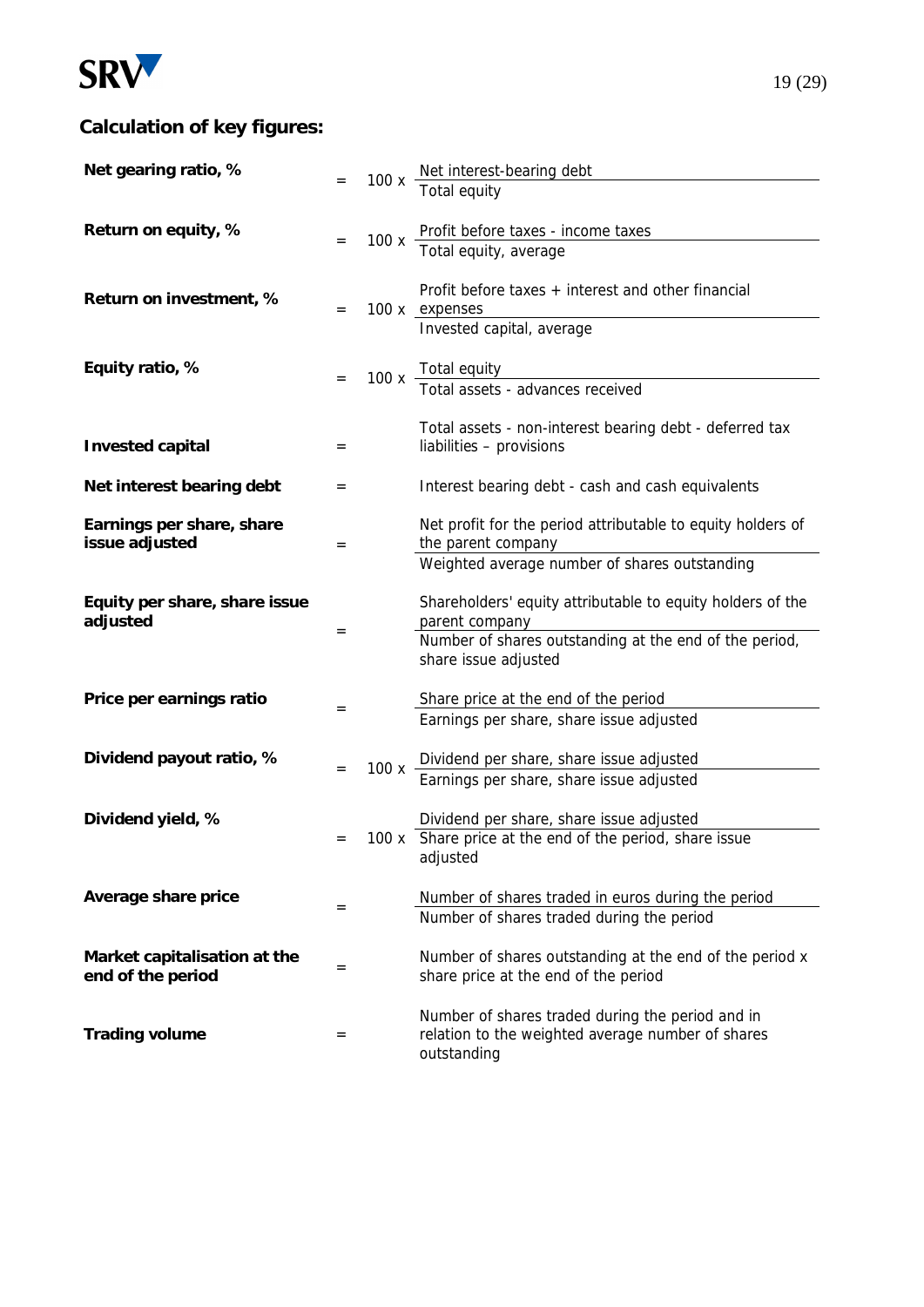## Calculation of key figures:

| | | | |
|---|---|---|---|
| **Net gearing ratio, %** | = | 100 x | Net interest-bearing debt / Total equity |
| **Return on equity, %** | = | 100 x | Profit before taxes - income taxes / Total equity, average |
| **Return on investment, %** | = | 100 x | Profit before taxes + interest and other financial expenses / Invested capital, average |
| **Equity ratio, %** | = | 100 x | Total equity / Total assets - advances received |
| **Invested capital** | = | | Total assets - non-interest bearing debt - deferred tax liabilities – provisions |
| **Net interest bearing debt** | = | | Interest bearing debt - cash and cash equivalents |
| **Earnings per share, share issue adjusted** | = | | Net profit for the period attributable to equity holders of the parent company / Weighted average number of shares outstanding |
| **Equity per share, share issue adjusted** | = | | Shareholders' equity attributable to equity holders of the parent company / Number of shares outstanding at the end of the period, share issue adjusted |
| **Price per earnings ratio** | = | | Share price at the end of the period / Earnings per share, share issue adjusted |
| **Dividend payout ratio, %** | = | 100 x | Dividend per share, share issue adjusted / Earnings per share, share issue adjusted |
| **Dividend yield, %** | = | 100 x | Dividend per share, share issue adjusted / Share price at the end of the period, share issue adjusted |
| **Average share price** | = | | Number of shares traded in euros during the period / Number of shares traded during the period |
| **Market capitalisation at the end of the period** | = | | Number of shares outstanding at the end of the period x share price at the end of the period |
| **Trading volume** | = | | Number of shares traded during the period and in relation to the weighted average number of shares outstanding |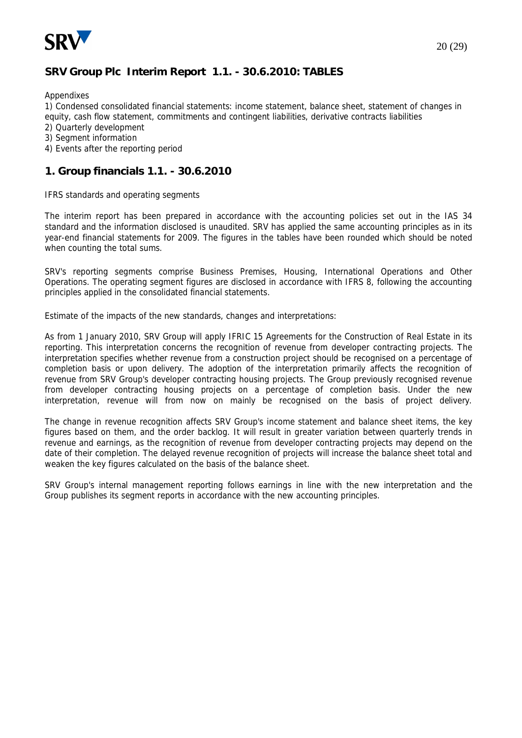## SRV Group Plc Interim Report 1.1. - 30.6.2010: TABLES

Appendixes

1) Condensed consolidated financial statements: income statement, balance sheet, statement of changes in equity, cash flow statement, commitments and contingent liabilities, derivative contracts liabilities
2) Quarterly development
3) Segment information
4) Events after the reporting period

## 1. Group financials 1.1. - 30.6.2010

IFRS standards and operating segments

The interim report has been prepared in accordance with the accounting policies set out in the IAS 34 standard and the information disclosed is unaudited. SRV has applied the same accounting principles as in its year-end financial statements for 2009. The figures in the tables have been rounded which should be noted when counting the total sums.

SRV's reporting segments comprise Business Premises, Housing, International Operations and Other Operations. The operating segment figures are disclosed in accordance with IFRS 8, following the accounting principles applied in the consolidated financial statements.

Estimate of the impacts of the new standards, changes and interpretations:

As from 1 January 2010, SRV Group will apply IFRIC 15 Agreements for the Construction of Real Estate in its reporting. This interpretation concerns the recognition of revenue from developer contracting projects. The interpretation specifies whether revenue from a construction project should be recognised on a percentage of completion basis or upon delivery. The adoption of the interpretation primarily affects the recognition of revenue from SRV Group's developer contracting housing projects. The Group previously recognised revenue from developer contracting housing projects on a percentage of completion basis. Under the new interpretation, revenue will from now on mainly be recognised on the basis of project delivery.

The change in revenue recognition affects SRV Group's income statement and balance sheet items, the key figures based on them, and the order backlog. It will result in greater variation between quarterly trends in revenue and earnings, as the recognition of revenue from developer contracting projects may depend on the date of their completion. The delayed revenue recognition of projects will increase the balance sheet total and weaken the key figures calculated on the basis of the balance sheet.

SRV Group's internal management reporting follows earnings in line with the new interpretation and the Group publishes its segment reports in accordance with the new accounting principles.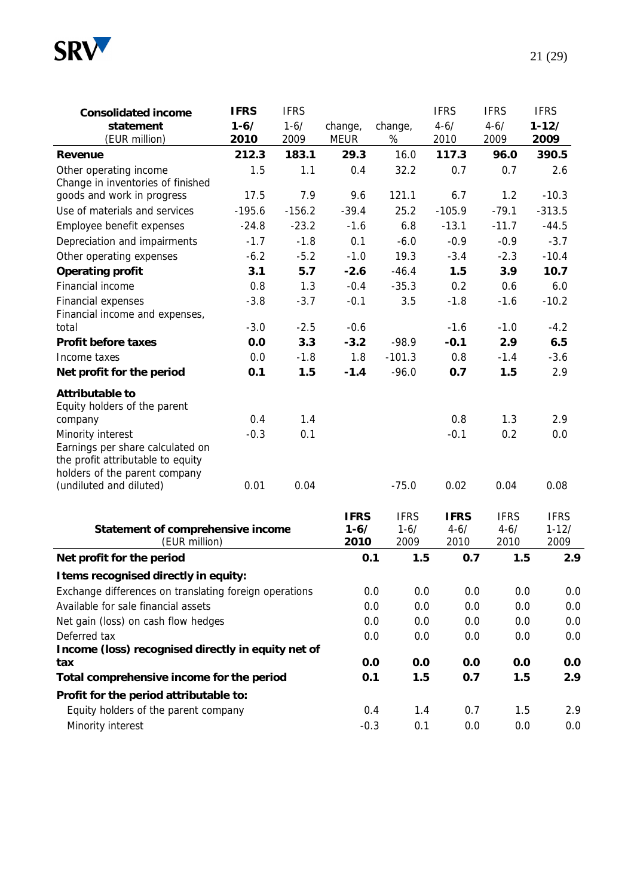| Consolidated income statement (EUR million) | IFRS 1-6/ 2010 | IFRS 1-6/ 2009 | change, MEUR | change, % | IFRS 4-6/ 2010 | IFRS 4-6/ 2009 | IFRS 1-12/ 2009 |
|---|---|---|---|---|---|---|---|
| **Revenue** | **212.3** | **183.1** | **29.3** | 16.0 | **117.3** | **96.0** | **390.5** |
| Other operating income | 1.5 | 1.1 | 0.4 | 32.2 | 0.7 | 0.7 | 2.6 |
| Change in inventories of finished goods and work in progress | 17.5 | 7.9 | 9.6 | 121.1 | 6.7 | 1.2 | -10.3 |
| Use of materials and services | -195.6 | -156.2 | -39.4 | 25.2 | -105.9 | -79.1 | -313.5 |
| Employee benefit expenses | -24.8 | -23.2 | -1.6 | 6.8 | -13.1 | -11.7 | -44.5 |
| Depreciation and impairments | -1.7 | -1.8 | 0.1 | -6.0 | -0.9 | -0.9 | -3.7 |
| Other operating expenses | -6.2 | -5.2 | -1.0 | 19.3 | -3.4 | -2.3 | -10.4 |
| **Operating profit** | **3.1** | **5.7** | **-2.6** | -46.4 | **1.5** | **3.9** | **10.7** |
| Financial income | 0.8 | 1.3 | -0.4 | -35.3 | 0.2 | 0.6 | 6.0 |
| Financial expenses | -3.8 | -3.7 | -0.1 | 3.5 | -1.8 | -1.6 | -10.2 |
| Financial income and expenses, total | -3.0 | -2.5 | -0.6 | | -1.6 | -1.0 | -4.2 |
| **Profit before taxes** | **0.0** | **3.3** | **-3.2** | -98.9 | **-0.1** | **2.9** | **6.5** |
| Income taxes | 0.0 | -1.8 | 1.8 | -101.3 | 0.8 | -1.4 | -3.6 |
| **Net profit for the period** | **0.1** | **1.5** | **-1.4** | -96.0 | **0.7** | **1.5** | 2.9 |
| **Attributable to** | | | | | | | |
| Equity holders of the parent company | 0.4 | 1.4 | | | 0.8 | 1.3 | 2.9 |
| Minority interest | -0.3 | 0.1 | | | -0.1 | 0.2 | 0.0 |
| Earnings per share calculated on the profit attributable to equity holders of the parent company (undiluted and diluted) | 0.01 | 0.04 | | -75.0 | 0.02 | 0.04 | 0.08 |

| Statement of comprehensive income (EUR million) | IFRS 1-6/ 2010 | IFRS 1-6/ 2009 | IFRS 4-6/ 2010 | IFRS 4-6/ 2010 | IFRS 1-12/ 2009 |
|---|---|---|---|---|---|
| **Net profit for the period** | **0.1** | **1.5** | **0.7** | **1.5** | **2.9** |
| **Items recognised directly in equity:** | | | | | |
| Exchange differences on translating foreign operations | 0.0 | 0.0 | 0.0 | 0.0 | 0.0 |
| Available for sale financial assets | 0.0 | 0.0 | 0.0 | 0.0 | 0.0 |
| Net gain (loss) on cash flow hedges | 0.0 | 0.0 | 0.0 | 0.0 | 0.0 |
| Deferred tax | 0.0 | 0.0 | 0.0 | 0.0 | 0.0 |
| **Income (loss) recognised directly in equity net of tax** | **0.0** | **0.0** | **0.0** | **0.0** | **0.0** |
| **Total comprehensive income for the period** | **0.1** | **1.5** | **0.7** | **1.5** | **2.9** |
| **Profit for the period attributable to:** | | | | | |
| Equity holders of the parent company | 0.4 | 1.4 | 0.7 | 1.5 | 2.9 |
| Minority interest | -0.3 | 0.1 | 0.0 | 0.0 | 0.0 |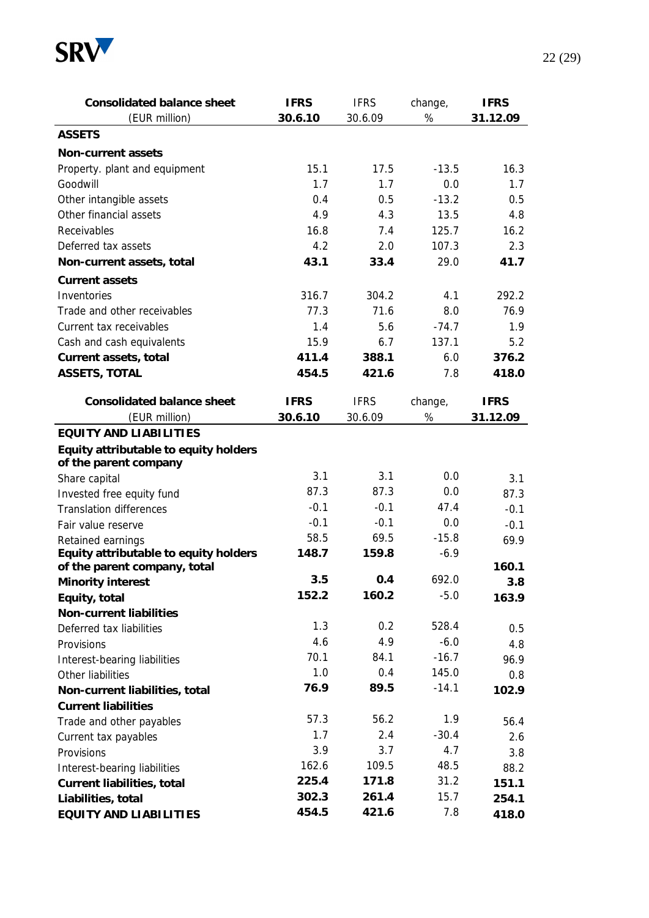| Consolidated balance sheet (EUR million) | IFRS 30.6.10 | IFRS 30.6.09 | change, % | IFRS 31.12.09 |
|---|---|---|---|---|
| **ASSETS** | | | | |
| **Non-current assets** | | | | |
| Property. plant and equipment | 15.1 | 17.5 | -13.5 | 16.3 |
| Goodwill | 1.7 | 1.7 | 0.0 | 1.7 |
| Other intangible assets | 0.4 | 0.5 | -13.2 | 0.5 |
| Other financial assets | 4.9 | 4.3 | 13.5 | 4.8 |
| Receivables | 16.8 | 7.4 | 125.7 | 16.2 |
| Deferred tax assets | 4.2 | 2.0 | 107.3 | 2.3 |
| **Non-current assets, total** | **43.1** | **33.4** | 29.0 | **41.7** |
| **Current assets** | | | | |
| Inventories | 316.7 | 304.2 | 4.1 | 292.2 |
| Trade and other receivables | 77.3 | 71.6 | 8.0 | 76.9 |
| Current tax receivables | 1.4 | 5.6 | -74.7 | 1.9 |
| Cash and cash equivalents | 15.9 | 6.7 | 137.1 | 5.2 |
| **Current assets, total** | **411.4** | **388.1** | 6.0 | **376.2** |
| **ASSETS, TOTAL** | **454.5** | **421.6** | 7.8 | **418.0** |

| Consolidated balance sheet (EUR million) | IFRS 30.6.10 | IFRS 30.6.09 | change, % | IFRS 31.12.09 |
|---|---|---|---|---|
| **EQUITY AND LIABILITIES** | | | | |
| **Equity attributable to equity holders of the parent company** | | | | |
| Share capital | 3.1 | 3.1 | 0.0 | 3.1 |
| Invested free equity fund | 87.3 | 87.3 | 0.0 | 87.3 |
| Translation differences | -0.1 | -0.1 | 47.4 | -0.1 |
| Fair value reserve | -0.1 | -0.1 | 0.0 | -0.1 |
| Retained earnings | 58.5 | 69.5 | -15.8 | 69.9 |
| **Equity attributable to equity holders of the parent company, total** | **148.7** | **159.8** | -6.9 | **160.1** |
| **Minority interest** | **3.5** | **0.4** | 692.0 | **3.8** |
| **Equity, total** | **152.2** | **160.2** | -5.0 | **163.9** |
| **Non-current liabilities** | | | | |
| Deferred tax liabilities | 1.3 | 0.2 | 528.4 | 0.5 |
| Provisions | 4.6 | 4.9 | -6.0 | 4.8 |
| Interest-bearing liabilities | 70.1 | 84.1 | -16.7 | 96.9 |
| Other liabilities | 1.0 | 0.4 | 145.0 | 0.8 |
| **Non-current liabilities, total** | **76.9** | **89.5** | -14.1 | **102.9** |
| **Current liabilities** | | | | |
| Trade and other payables | 57.3 | 56.2 | 1.9 | 56.4 |
| Current tax payables | 1.7 | 2.4 | -30.4 | 2.6 |
| Provisions | 3.9 | 3.7 | 4.7 | 3.8 |
| Interest-bearing liabilities | 162.6 | 109.5 | 48.5 | 88.2 |
| **Current liabilities, total** | **225.4** | **171.8** | 31.2 | **151.1** |
| **Liabilities, total** | **302.3** | **261.4** | 15.7 | **254.1** |
| **EQUITY AND LIABILITIES** | **454.5** | **421.6** | 7.8 | **418.0** |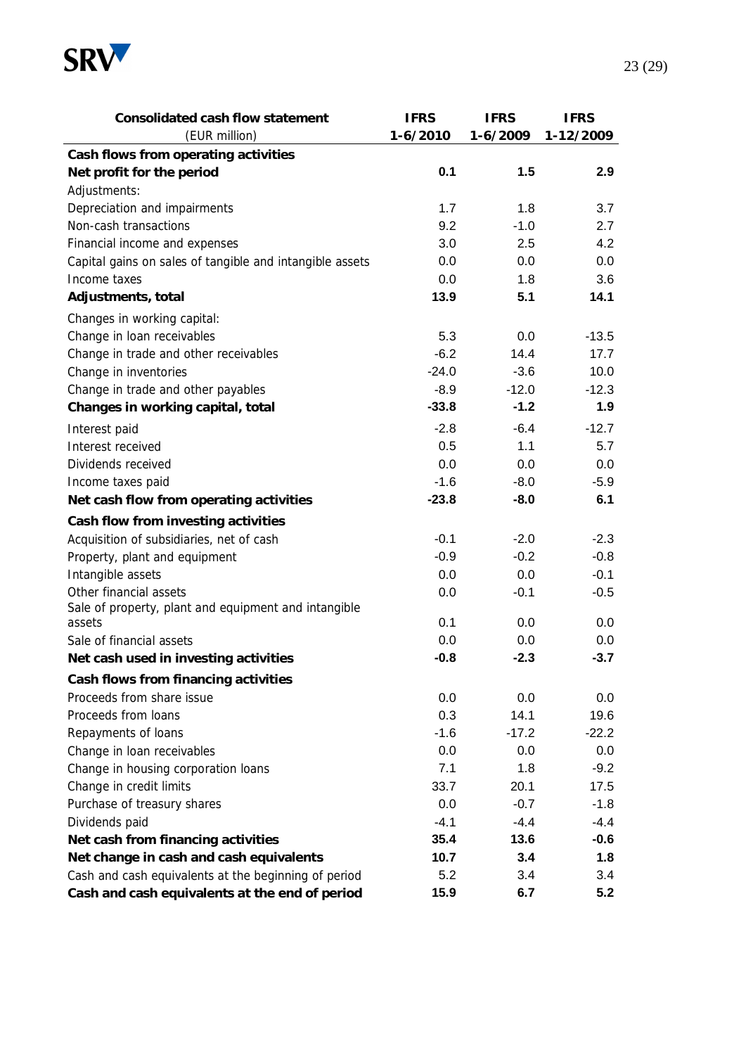| Consolidated cash flow statement | IFRS | IFRS | IFRS |
|---|---|---|---|
| (EUR million) | 1-6/2010 | 1-6/2009 | 1-12/2009 |
| **Cash flows from operating activities** | | | |
| **Net profit for the period** | **0.1** | **1.5** | **2.9** |
| Adjustments: | | | |
| Depreciation and impairments | 1.7 | 1.8 | 3.7 |
| Non-cash transactions | 9.2 | -1.0 | 2.7 |
| Financial income and expenses | 3.0 | 2.5 | 4.2 |
| Capital gains on sales of tangible and intangible assets | 0.0 | 0.0 | 0.0 |
| Income taxes | 0.0 | 1.8 | 3.6 |
| **Adjustments, total** | **13.9** | **5.1** | **14.1** |
| Changes in working capital: | | | |
| Change in loan receivables | 5.3 | 0.0 | -13.5 |
| Change in trade and other receivables | -6.2 | 14.4 | 17.7 |
| Change in inventories | -24.0 | -3.6 | 10.0 |
| Change in trade and other payables | -8.9 | -12.0 | -12.3 |
| **Changes in working capital, total** | **-33.8** | **-1.2** | **1.9** |
| Interest paid | -2.8 | -6.4 | -12.7 |
| Interest received | 0.5 | 1.1 | 5.7 |
| Dividends received | 0.0 | 0.0 | 0.0 |
| Income taxes paid | -1.6 | -8.0 | -5.9 |
| **Net cash flow from operating activities** | **-23.8** | **-8.0** | **6.1** |
| **Cash flow from investing activities** | | | |
| Acquisition of subsidiaries, net of cash | -0.1 | -2.0 | -2.3 |
| Property, plant and equipment | -0.9 | -0.2 | -0.8 |
| Intangible assets | 0.0 | 0.0 | -0.1 |
| Other financial assets | 0.0 | -0.1 | -0.5 |
| Sale of property, plant and equipment and intangible assets | 0.1 | 0.0 | 0.0 |
| Sale of financial assets | 0.0 | 0.0 | 0.0 |
| **Net cash used in investing activities** | **-0.8** | **-2.3** | **-3.7** |
| **Cash flows from financing activities** | | | |
| Proceeds from share issue | 0.0 | 0.0 | 0.0 |
| Proceeds from loans | 0.3 | 14.1 | 19.6 |
| Repayments of loans | -1.6 | -17.2 | -22.2 |
| Change in loan receivables | 0.0 | 0.0 | 0.0 |
| Change in housing corporation loans | 7.1 | 1.8 | -9.2 |
| Change in credit limits | 33.7 | 20.1 | 17.5 |
| Purchase of treasury shares | 0.0 | -0.7 | -1.8 |
| Dividends paid | -4.1 | -4.4 | -4.4 |
| **Net cash from financing activities** | **35.4** | **13.6** | **-0.6** |
| **Net change in cash and cash equivalents** | **10.7** | **3.4** | **1.8** |
| Cash and cash equivalents at the beginning of period | 5.2 | 3.4 | 3.4 |
| **Cash and cash equivalents at the end of period** | **15.9** | **6.7** | **5.2** |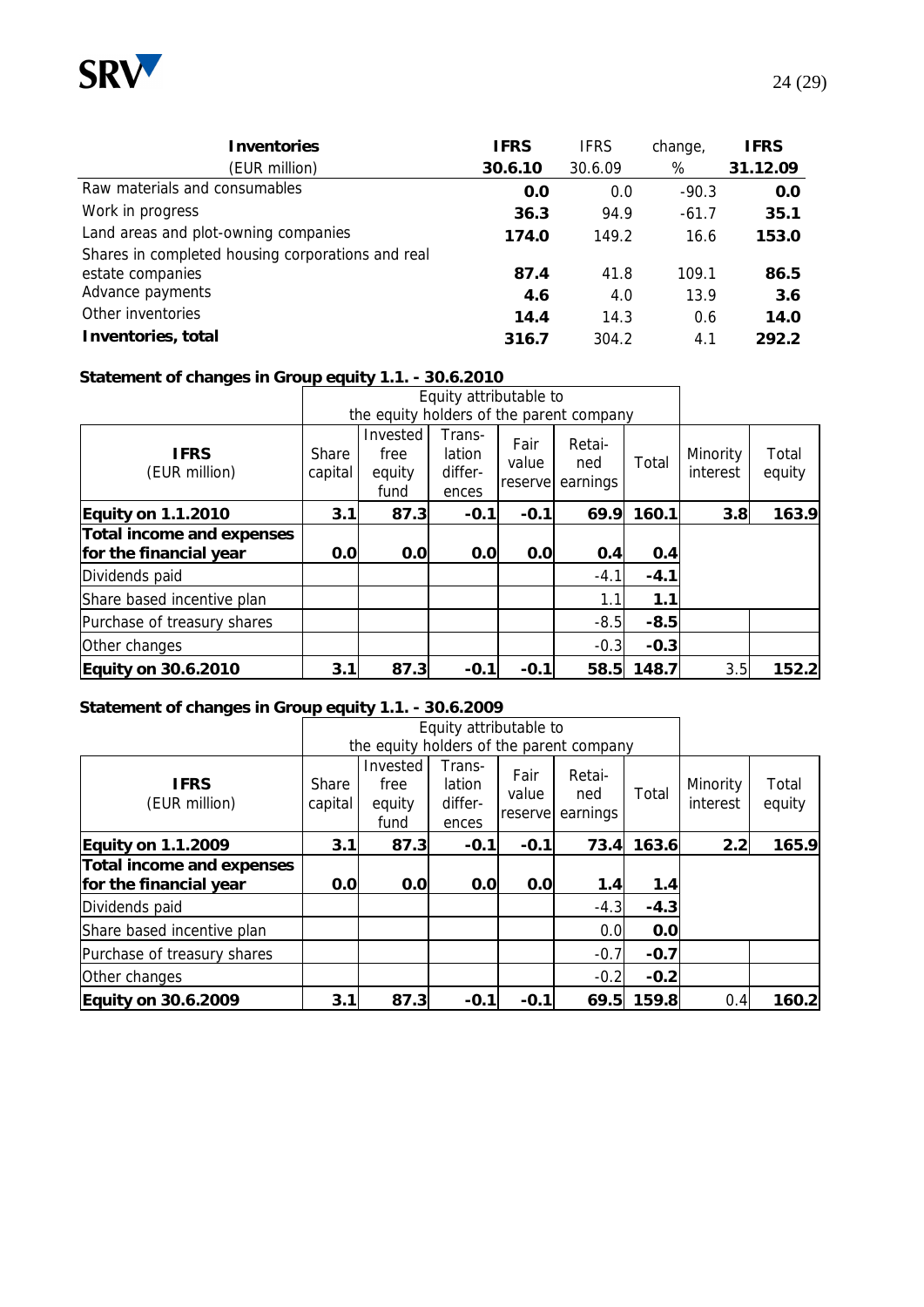| **Inventories** (EUR million) | **IFRS 30.6.10** | IFRS 30.6.09 | change, % | **IFRS 31.12.09** |
|---|---|---|---|---|
| Raw materials and consumables | **0.0** | 0.0 | -90.3 | **0.0** |
| Work in progress | **36.3** | 94.9 | -61.7 | **35.1** |
| Land areas and plot-owning companies | **174.0** | 149.2 | 16.6 | **153.0** |
| Shares in completed housing corporations and real estate companies | **87.4** | 41.8 | 109.1 | **86.5** |
| Advance payments | **4.6** | 4.0 | 13.9 | **3.6** |
| Other inventories | **14.4** | 14.3 | 0.6 | **14.0** |
| **Inventories, total** | **316.7** | 304.2 | 4.1 | **292.2** |

**Statement of changes in Group equity 1.1. - 30.6.2010**

| | Equity attributable to the equity holders of the parent company | | | | | | | |
|---|---|---|---|---|---|---|---|---|
| **IFRS** (EUR million) | Share capital | Invested free equity fund | Translation differences | Fair value reserve | Retained earnings | Total | Minority interest | Total equity |
| **Equity on 1.1.2010** | **3.1** | **87.3** | **-0.1** | **-0.1** | **69.9** | **160.1** | **3.8** | **163.9** |
| **Total income and expenses for the financial year** | **0.0** | **0.0** | **0.0** | **0.0** | **0.4** | **0.4** | | |
| Dividends paid | | | | | -4.1 | **-4.1** | | |
| Share based incentive plan | | | | | 1.1 | **1.1** | | |
| Purchase of treasury shares | | | | | -8.5 | **-8.5** | | |
| Other changes | | | | | -0.3 | **-0.3** | | |
| **Equity on 30.6.2010** | **3.1** | **87.3** | **-0.1** | **-0.1** | **58.5** | **148.7** | 3.5 | **152.2** |

**Statement of changes in Group equity 1.1. - 30.6.2009**

| | Equity attributable to the equity holders of the parent company | | | | | | | |
|---|---|---|---|---|---|---|---|---|
| **IFRS** (EUR million) | Share capital | Invested free equity fund | Translation differences | Fair value reserve | Retained earnings | Total | Minority interest | Total equity |
| **Equity on 1.1.2009** | **3.1** | **87.3** | **-0.1** | **-0.1** | **73.4** | **163.6** | **2.2** | **165.9** |
| **Total income and expenses for the financial year** | **0.0** | **0.0** | **0.0** | **0.0** | **1.4** | **1.4** | | |
| Dividends paid | | | | | -4.3 | **-4.3** | | |
| Share based incentive plan | | | | | 0.0 | **0.0** | | |
| Purchase of treasury shares | | | | | -0.7 | **-0.7** | | |
| Other changes | | | | | -0.2 | **-0.2** | | |
| **Equity on 30.6.2009** | **3.1** | **87.3** | **-0.1** | **-0.1** | **69.5** | **159.8** | 0.4 | **160.2** |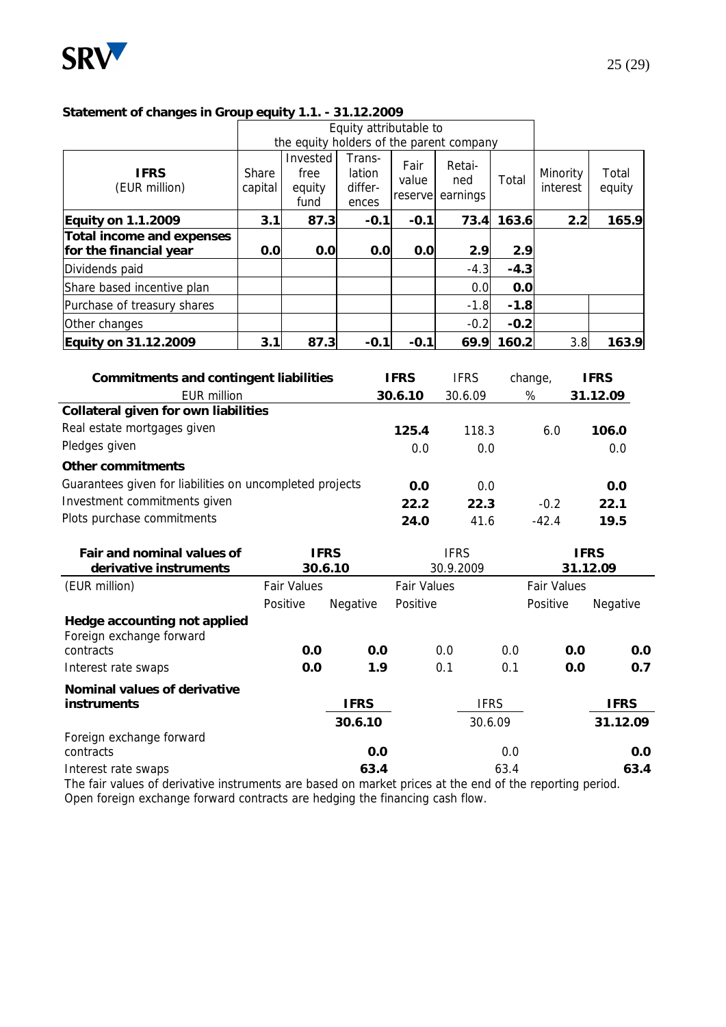**Statement of changes in Group equity 1.1. - 31.12.2009**

| IFRS (EUR million) | Equity attributable to the equity holders of the parent company | | | | | | | |
|---|---|---|---|---|---|---|---|---|
| | Share capital | Invested free equity fund | Trans-lation differ-ences | Fair value reserve | Retai-ned earnings | Total | Minority interest | Total equity |
| **Equity on 1.1.2009** | **3.1** | **87.3** | **-0.1** | **-0.1** | **73.4** | **163.6** | **2.2** | **165.9** |
| **Total income and expenses for the financial year** | **0.0** | **0.0** | **0.0** | **0.0** | **2.9** | **2.9** | | |
| Dividends paid | | | | | -4.3 | **-4.3** | | |
| Share based incentive plan | | | | | 0.0 | **0.0** | | |
| Purchase of treasury shares | | | | | -1.8 | **-1.8** | | |
| Other changes | | | | | -0.2 | **-0.2** | | |
| **Equity on 31.12.2009** | **3.1** | **87.3** | **-0.1** | **-0.1** | **69.9** | **160.2** | 3.8 | **163.9** |

| **Commitments and contingent liabilities** | **IFRS** | IFRS | change, | **IFRS** |
|---|---|---|---|---|
| EUR million | **30.6.10** | 30.6.09 | % | **31.12.09** |
| **Collateral given for own liabilities** | | | | |
| Real estate mortgages given | **125.4** | 118.3 | 6.0 | **106.0** |
| Pledges given | 0.0 | 0.0 | | 0.0 |
| **Other commitments** | | | | |
| Guarantees given for liabilities on uncompleted projects | **0.0** | 0.0 | | **0.0** |
| Investment commitments given | **22.2** | **22.3** | -0.2 | **22.1** |
| Plots purchase commitments | **24.0** | 41.6 | -42.4 | **19.5** |

| **Fair and nominal values of derivative instruments** | **IFRS 30.6.10** | | IFRS 30.9.2009 | | **IFRS 31.12.09** | |
|---|---|---|---|---|---|---|
| (EUR million) | Fair Values | | Fair Values | | Fair Values | |
| | Positive | Negative | Positive | | Positive | Negative |
| **Hedge accounting not applied** | | | | | | |
| Foreign exchange forward contracts | **0.0** | **0.0** | 0.0 | 0.0 | **0.0** | **0.0** |
| Interest rate swaps | **0.0** | **1.9** | 0.1 | 0.1 | **0.0** | **0.7** |

| **Nominal values of derivative instruments** | **IFRS** | IFRS | **IFRS** |
|---|---|---|---|
| | **30.6.10** | 30.6.09 | **31.12.09** |
| Foreign exchange forward contracts | **0.0** | 0.0 | **0.0** |
| Interest rate swaps | **63.4** | 63.4 | **63.4** |

The fair values of derivative instruments are based on market prices at the end of the reporting period.
Open foreign exchange forward contracts are hedging the financing cash flow.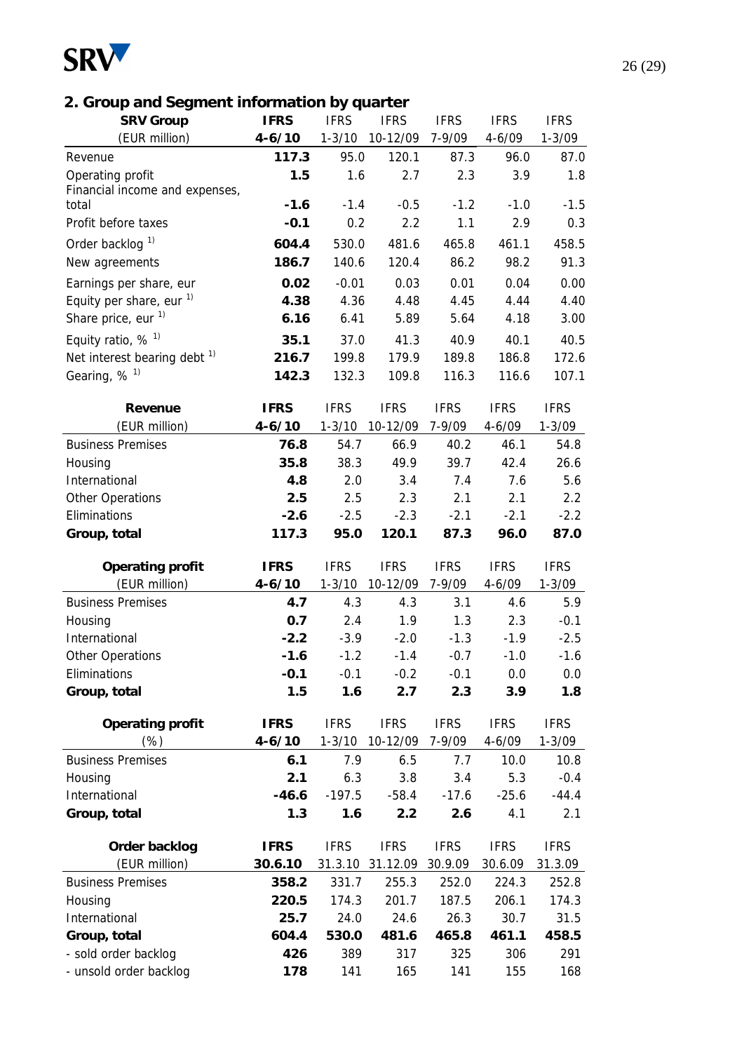## 2. Group and Segment information by quarter

| SRV Group (EUR million) | IFRS 4-6/10 | IFRS 1-3/10 | IFRS 10-12/09 | IFRS 7-9/09 | IFRS 4-6/09 | IFRS 1-3/09 |
|---|---|---|---|---|---|---|
| Revenue | **117.3** | 95.0 | 120.1 | 87.3 | 96.0 | 87.0 |
| Operating profit | **1.5** | 1.6 | 2.7 | 2.3 | 3.9 | 1.8 |
| Financial income and expenses, total | **-1.6** | -1.4 | -0.5 | -1.2 | -1.0 | -1.5 |
| Profit before taxes | **-0.1** | 0.2 | 2.2 | 1.1 | 2.9 | 0.3 |
| Order backlog [1] | **604.4** | 530.0 | 481.6 | 465.8 | 461.1 | 458.5 |
| New agreements | **186.7** | 140.6 | 120.4 | 86.2 | 98.2 | 91.3 |
| Earnings per share, eur | **0.02** | -0.01 | 0.03 | 0.01 | 0.04 | 0.00 |
| Equity per share, eur [1] | **4.38** | 4.36 | 4.48 | 4.45 | 4.44 | 4.40 |
| Share price, eur [1] | **6.16** | 6.41 | 5.89 | 5.64 | 4.18 | 3.00 |
| Equity ratio, % [1] | **35.1** | 37.0 | 41.3 | 40.9 | 40.1 | 40.5 |
| Net interest bearing debt [1] | **216.7** | 199.8 | 179.9 | 189.8 | 186.8 | 172.6 |
| Gearing, % [1] | **142.3** | 132.3 | 109.8 | 116.3 | 116.6 | 107.1 |

| Revenue (EUR million) | IFRS 4-6/10 | IFRS 1-3/10 | IFRS 10-12/09 | IFRS 7-9/09 | IFRS 4-6/09 | IFRS 1-3/09 |
|---|---|---|---|---|---|---|
| Business Premises | **76.8** | 54.7 | 66.9 | 40.2 | 46.1 | 54.8 |
| Housing | **35.8** | 38.3 | 49.9 | 39.7 | 42.4 | 26.6 |
| International | **4.8** | 2.0 | 3.4 | 7.4 | 7.6 | 5.6 |
| Other Operations | **2.5** | 2.5 | 2.3 | 2.1 | 2.1 | 2.2 |
| Eliminations | **-2.6** | -2.5 | -2.3 | -2.1 | -2.1 | -2.2 |
| **Group, total** | **117.3** | **95.0** | **120.1** | **87.3** | **96.0** | **87.0** |

| Operating profit (EUR million) | IFRS 4-6/10 | IFRS 1-3/10 | IFRS 10-12/09 | IFRS 7-9/09 | IFRS 4-6/09 | IFRS 1-3/09 |
|---|---|---|---|---|---|---|
| Business Premises | **4.7** | 4.3 | 4.3 | 3.1 | 4.6 | 5.9 |
| Housing | **0.7** | 2.4 | 1.9 | 1.3 | 2.3 | -0.1 |
| International | **-2.2** | -3.9 | -2.0 | -1.3 | -1.9 | -2.5 |
| Other Operations | **-1.6** | -1.2 | -1.4 | -0.7 | -1.0 | -1.6 |
| Eliminations | **-0.1** | -0.1 | -0.2 | -0.1 | 0.0 | 0.0 |
| **Group, total** | **1.5** | **1.6** | **2.7** | **2.3** | **3.9** | **1.8** |

| Operating profit (%) | IFRS 4-6/10 | IFRS 1-3/10 | IFRS 10-12/09 | IFRS 7-9/09 | IFRS 4-6/09 | IFRS 1-3/09 |
|---|---|---|---|---|---|---|
| Business Premises | **6.1** | 7.9 | 6.5 | 7.7 | 10.0 | 10.8 |
| Housing | **2.1** | 6.3 | 3.8 | 3.4 | 5.3 | -0.4 |
| International | **-46.6** | -197.5 | -58.4 | -17.6 | -25.6 | -44.4 |
| **Group, total** | **1.3** | **1.6** | **2.2** | **2.6** | 4.1 | 2.1 |

| Order backlog (EUR million) | IFRS 30.6.10 | IFRS 31.3.10 | IFRS 31.12.09 | IFRS 30.9.09 | IFRS 30.6.09 | IFRS 31.3.09 |
|---|---|---|---|---|---|---|
| Business Premises | **358.2** | 331.7 | 255.3 | 252.0 | 224.3 | 252.8 |
| Housing | **220.5** | 174.3 | 201.7 | 187.5 | 206.1 | 174.3 |
| International | **25.7** | 24.0 | 24.6 | 26.3 | 30.7 | 31.5 |
| **Group, total** | **604.4** | **530.0** | **481.6** | **465.8** | **461.1** | **458.5** |
| - sold order backlog | **426** | 389 | 317 | 325 | 306 | 291 |
| - unsold order backlog | **178** | 141 | 165 | 141 | 155 | 168 |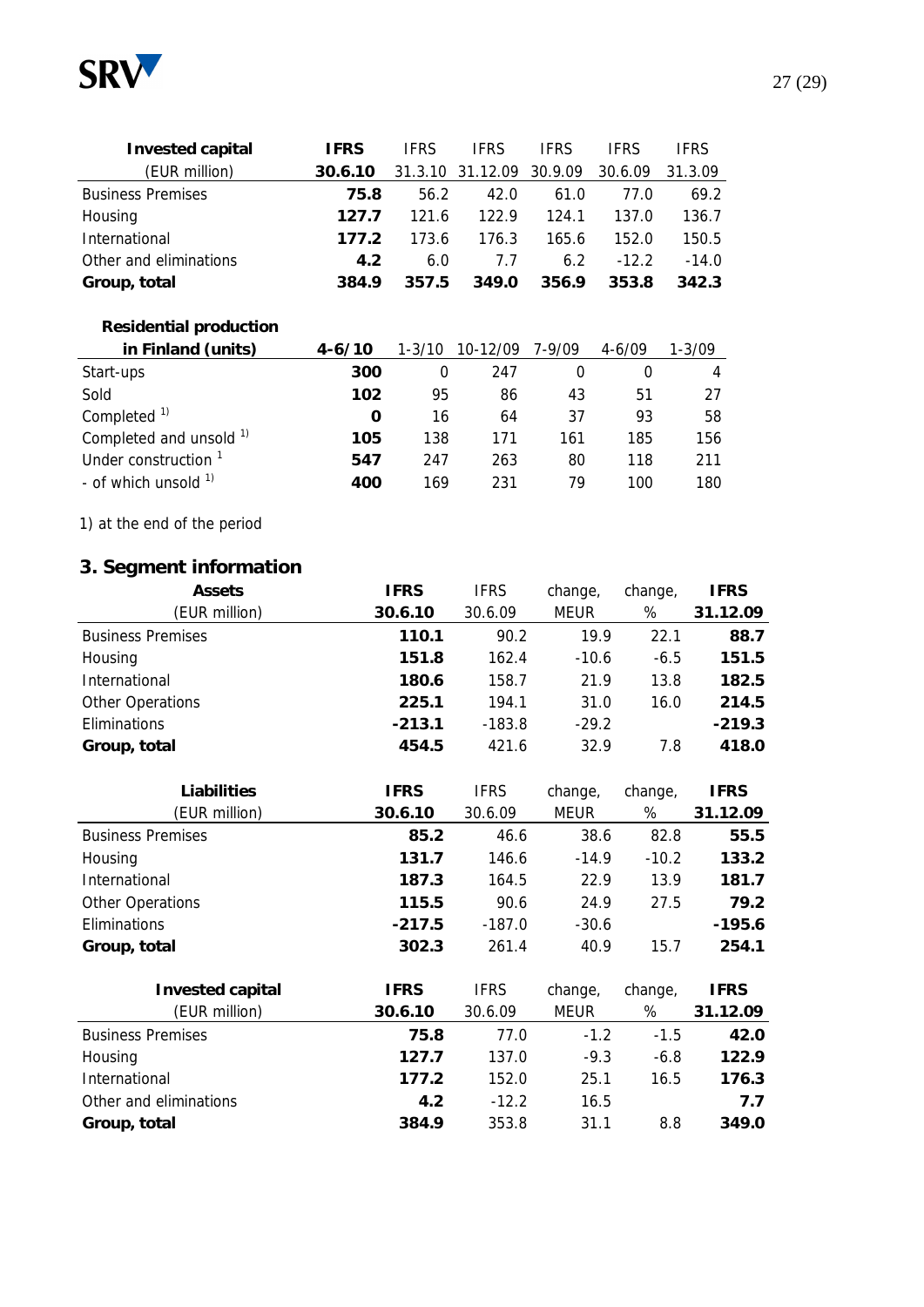| **Invested capital** (EUR million) | **IFRS 30.6.10** | IFRS 31.3.10 | IFRS 31.12.09 | IFRS 30.9.09 | IFRS 30.6.09 | IFRS 31.3.09 |
|---|---|---|---|---|---|---|
| Business Premises | **75.8** | 56.2 | 42.0 | 61.0 | 77.0 | 69.2 |
| Housing | **127.7** | 121.6 | 122.9 | 124.1 | 137.0 | 136.7 |
| International | **177.2** | 173.6 | 176.3 | 165.6 | 152.0 | 150.5 |
| Other and eliminations | **4.2** | 6.0 | 7.7 | 6.2 | -12.2 | -14.0 |
| **Group, total** | **384.9** | **357.5** | **349.0** | **356.9** | **353.8** | **342.3** |

| **Residential production in Finland (units)** | **4-6/10** | 1-3/10 | 10-12/09 | 7-9/09 | 4-6/09 | 1-3/09 |
|---|---|---|---|---|---|---|
| Start-ups | **300** | 0 | 247 | 0 | 0 | 4 |
| Sold | **102** | 95 | 86 | 43 | 51 | 27 |
| Completed [1] | **0** | 16 | 64 | 37 | 93 | 58 |
| Completed and unsold [1] | **105** | 138 | 171 | 161 | 185 | 156 |
| Under construction [1] | **547** | 247 | 263 | 80 | 118 | 211 |
| - of which unsold [1] | **400** | 169 | 231 | 79 | 100 | 180 |

1) at the end of the period

## 3. Segment information

| **Assets** (EUR million) | **IFRS 30.6.10** | IFRS 30.6.09 | change, MEUR | change, % | **IFRS 31.12.09** |
|---|---|---|---|---|---|
| Business Premises | **110.1** | 90.2 | 19.9 | 22.1 | **88.7** |
| Housing | **151.8** | 162.4 | -10.6 | -6.5 | **151.5** |
| International | **180.6** | 158.7 | 21.9 | 13.8 | **182.5** |
| Other Operations | **225.1** | 194.1 | 31.0 | 16.0 | **214.5** |
| Eliminations | **-213.1** | -183.8 | -29.2 | | **-219.3** |
| **Group, total** | **454.5** | 421.6 | 32.9 | 7.8 | **418.0** |

| **Liabilities** (EUR million) | **IFRS 30.6.10** | IFRS 30.6.09 | change, MEUR | change, % | **IFRS 31.12.09** |
|---|---|---|---|---|---|
| Business Premises | **85.2** | 46.6 | 38.6 | 82.8 | **55.5** |
| Housing | **131.7** | 146.6 | -14.9 | -10.2 | **133.2** |
| International | **187.3** | 164.5 | 22.9 | 13.9 | **181.7** |
| Other Operations | **115.5** | 90.6 | 24.9 | 27.5 | **79.2** |
| Eliminations | **-217.5** | -187.0 | -30.6 | | **-195.6** |
| **Group, total** | **302.3** | 261.4 | 40.9 | 15.7 | **254.1** |

| **Invested capital** (EUR million) | **IFRS 30.6.10** | IFRS 30.6.09 | change, MEUR | change, % | **IFRS 31.12.09** |
|---|---|---|---|---|---|
| Business Premises | **75.8** | 77.0 | -1.2 | -1.5 | **42.0** |
| Housing | **127.7** | 137.0 | -9.3 | -6.8 | **122.9** |
| International | **177.2** | 152.0 | 25.1 | 16.5 | **176.3** |
| Other and eliminations | **4.2** | -12.2 | 16.5 | | **7.7** |
| **Group, total** | **384.9** | 353.8 | 31.1 | 8.8 | **349.0** |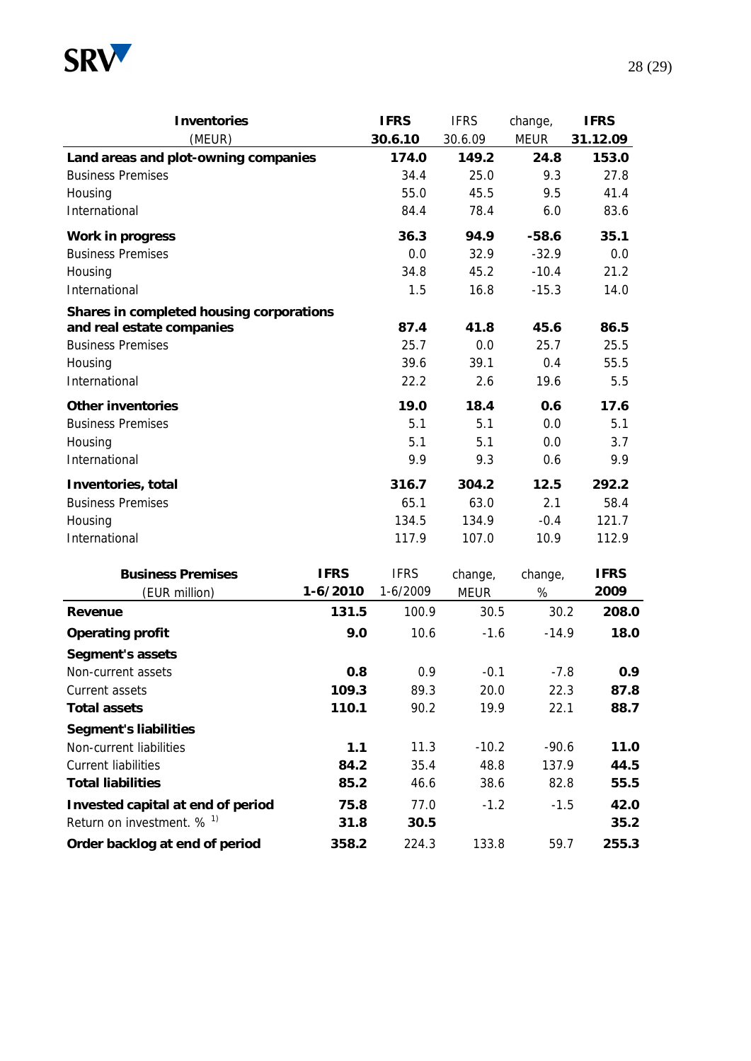| **Inventories** (MEUR) | **IFRS 30.6.10** | IFRS 30.6.09 | change, MEUR | **IFRS 31.12.09** |
|---|---|---|---|---|
| **Land areas and plot-owning companies** | **174.0** | **149.2** | **24.8** | **153.0** |
| Business Premises | 34.4 | 25.0 | 9.3 | 27.8 |
| Housing | 55.0 | 45.5 | 9.5 | 41.4 |
| International | 84.4 | 78.4 | 6.0 | 83.6 |
| **Work in progress** | **36.3** | **94.9** | **-58.6** | **35.1** |
| Business Premises | 0.0 | 32.9 | -32.9 | 0.0 |
| Housing | 34.8 | 45.2 | -10.4 | 21.2 |
| International | 1.5 | 16.8 | -15.3 | 14.0 |
| **Shares in completed housing corporations and real estate companies** | **87.4** | **41.8** | **45.6** | **86.5** |
| Business Premises | 25.7 | 0.0 | 25.7 | 25.5 |
| Housing | 39.6 | 39.1 | 0.4 | 55.5 |
| International | 22.2 | 2.6 | 19.6 | 5.5 |
| **Other inventories** | **19.0** | **18.4** | **0.6** | **17.6** |
| Business Premises | 5.1 | 5.1 | 0.0 | 5.1 |
| Housing | 5.1 | 5.1 | 0.0 | 3.7 |
| International | 9.9 | 9.3 | 0.6 | 9.9 |
| **Inventories, total** | **316.7** | **304.2** | **12.5** | **292.2** |
| Business Premises | 65.1 | 63.0 | 2.1 | 58.4 |
| Housing | 134.5 | 134.9 | -0.4 | 121.7 |
| International | 117.9 | 107.0 | 10.9 | 112.9 |

| **Business Premises** (EUR million) | **IFRS 1-6/2010** | IFRS 1-6/2009 | change, MEUR | change, % | **IFRS 2009** |
|---|---|---|---|---|---|
| **Revenue** | **131.5** | 100.9 | 30.5 | 30.2 | **208.0** |
| **Operating profit** | **9.0** | 10.6 | -1.6 | -14.9 | **18.0** |
| **Segment's assets** | | | | | |
| Non-current assets | **0.8** | 0.9 | -0.1 | -7.8 | **0.9** |
| Current assets | **109.3** | 89.3 | 20.0 | 22.3 | **87.8** |
| **Total assets** | **110.1** | 90.2 | 19.9 | 22.1 | **88.7** |
| **Segment's liabilities** | | | | | |
| Non-current liabilities | **1.1** | 11.3 | -10.2 | -90.6 | **11.0** |
| Current liabilities | **84.2** | 35.4 | 48.8 | 137.9 | **44.5** |
| **Total liabilities** | **85.2** | 46.6 | 38.6 | 82.8 | **55.5** |
| **Invested capital at end of period** | **75.8** | 77.0 | -1.2 | -1.5 | **42.0** |
| Return on investment. % [1] | **31.8** | **30.5** | | | **35.2** |
| **Order backlog at end of period** | **358.2** | 224.3 | 133.8 | 59.7 | **255.3** |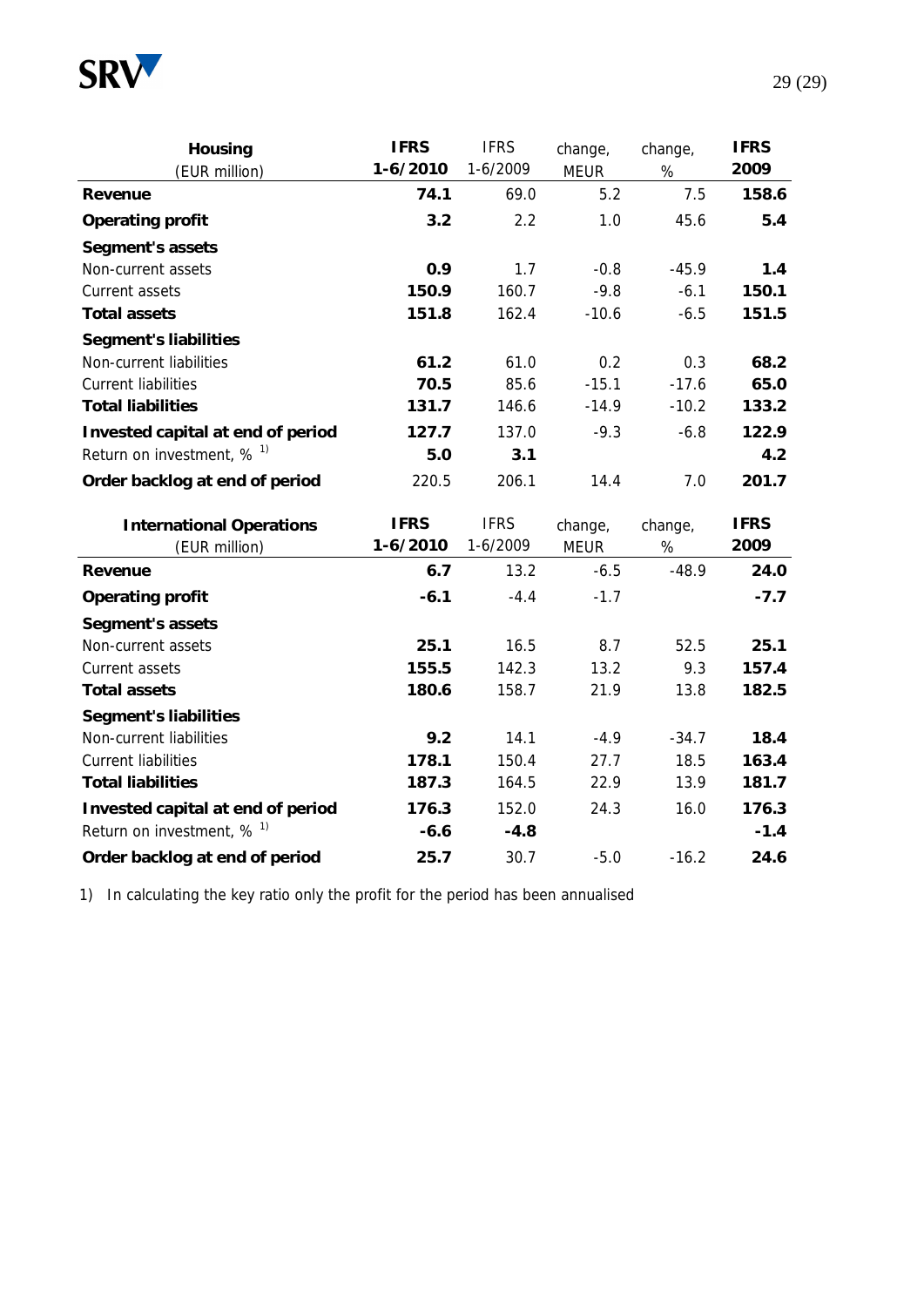| Housing (EUR million) | IFRS 1-6/2010 | IFRS 1-6/2009 | change, MEUR | change, % | IFRS 2009 |
|---|---|---|---|---|---|
| **Revenue** | **74.1** | 69.0 | 5.2 | 7.5 | **158.6** |
| **Operating profit** | **3.2** | 2.2 | 1.0 | 45.6 | **5.4** |
| **Segment's assets** | | | | | |
| Non-current assets | **0.9** | 1.7 | -0.8 | -45.9 | **1.4** |
| Current assets | **150.9** | 160.7 | -9.8 | -6.1 | **150.1** |
| **Total assets** | **151.8** | 162.4 | -10.6 | -6.5 | **151.5** |
| **Segment's liabilities** | | | | | |
| Non-current liabilities | **61.2** | 61.0 | 0.2 | 0.3 | **68.2** |
| Current liabilities | **70.5** | 85.6 | -15.1 | -17.6 | **65.0** |
| **Total liabilities** | **131.7** | 146.6 | -14.9 | -10.2 | **133.2** |
| **Invested capital at end of period** | **127.7** | 137.0 | -9.3 | -6.8 | **122.9** |
| Return on investment, % [1] | **5.0** | **3.1** | | | **4.2** |
| **Order backlog at end of period** | 220.5 | 206.1 | 14.4 | 7.0 | **201.7** |

| International Operations (EUR million) | IFRS 1-6/2010 | IFRS 1-6/2009 | change, MEUR | change, % | IFRS 2009 |
|---|---|---|---|---|---|
| **Revenue** | **6.7** | 13.2 | -6.5 | -48.9 | **24.0** |
| **Operating profit** | **-6.1** | -4.4 | -1.7 | | **-7.7** |
| **Segment's assets** | | | | | |
| Non-current assets | **25.1** | 16.5 | 8.7 | 52.5 | **25.1** |
| Current assets | **155.5** | 142.3 | 13.2 | 9.3 | **157.4** |
| **Total assets** | **180.6** | 158.7 | 21.9 | 13.8 | **182.5** |
| **Segment's liabilities** | | | | | |
| Non-current liabilities | **9.2** | 14.1 | -4.9 | -34.7 | **18.4** |
| Current liabilities | **178.1** | 150.4 | 27.7 | 18.5 | **163.4** |
| **Total liabilities** | **187.3** | 164.5 | 22.9 | 13.9 | **181.7** |
| **Invested capital at end of period** | **176.3** | 152.0 | 24.3 | 16.0 | **176.3** |
| Return on investment, % [1] | **-6.6** | **-4.8** | | | **-1.4** |
| **Order backlog at end of period** | **25.7** | 30.7 | -5.0 | -16.2 | **24.6** |

1) In calculating the key ratio only the profit for the period has been annualised